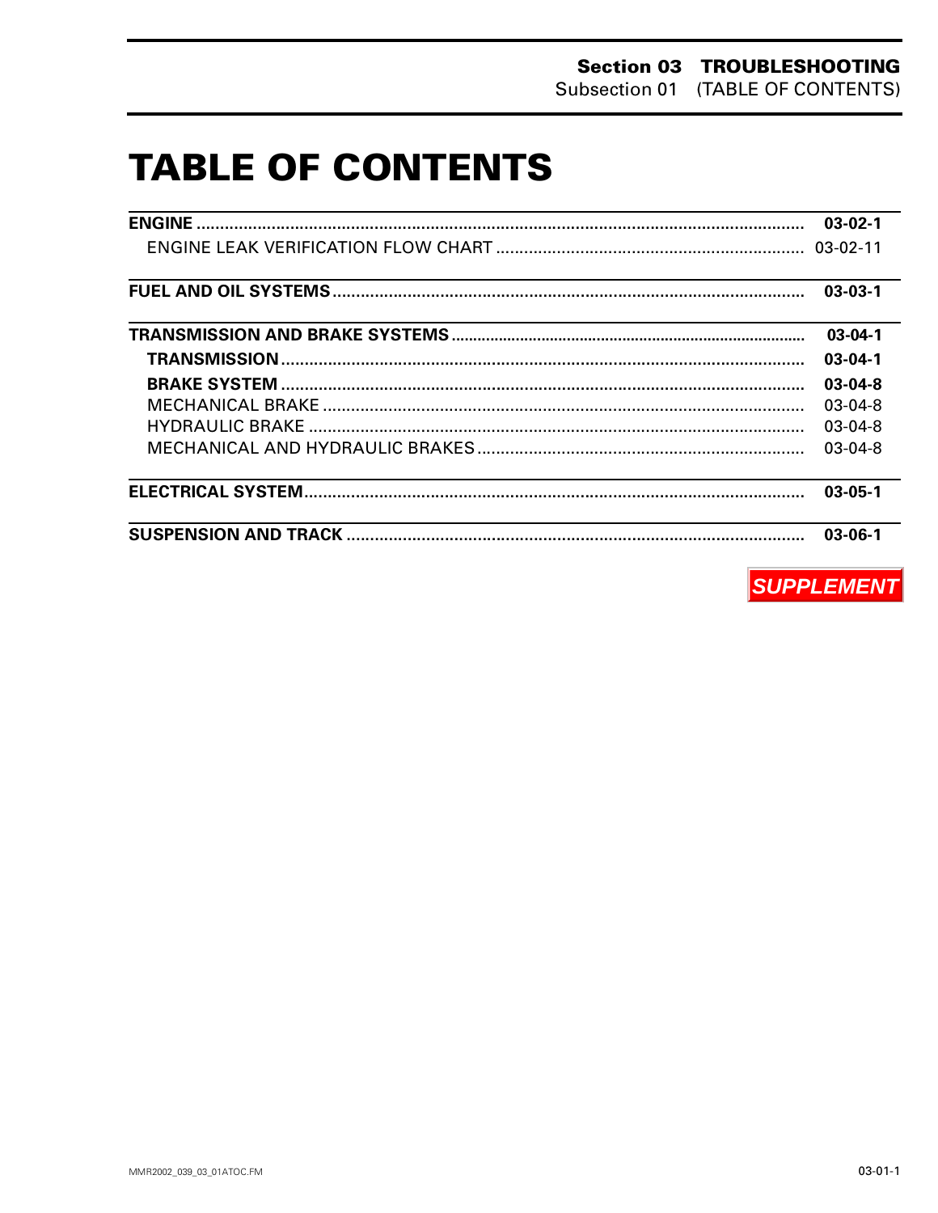# TABLE OF CONTENTS

| | |
|---|---|
| **ENGINE** | **03-02-1** |
| ENGINE LEAK VERIFICATION FLOW CHART | 03-02-11 |
| **FUEL AND OIL SYSTEMS** | **03-03-1** |
| **TRANSMISSION AND BRAKE SYSTEMS** | **03-04-1** |
| **TRANSMISSION** | **03-04-1** |
| **BRAKE SYSTEM** | **03-04-8** |
| MECHANICAL BRAKE | 03-04-8 |
| HYDRAULIC BRAKE | 03-04-8 |
| MECHANICAL AND HYDRAULIC BRAKES | 03-04-8 |
| **ELECTRICAL SYSTEM** | **03-05-1** |
| **SUSPENSION AND TRACK** | **03-06-1** |

***SUPPLEMENT***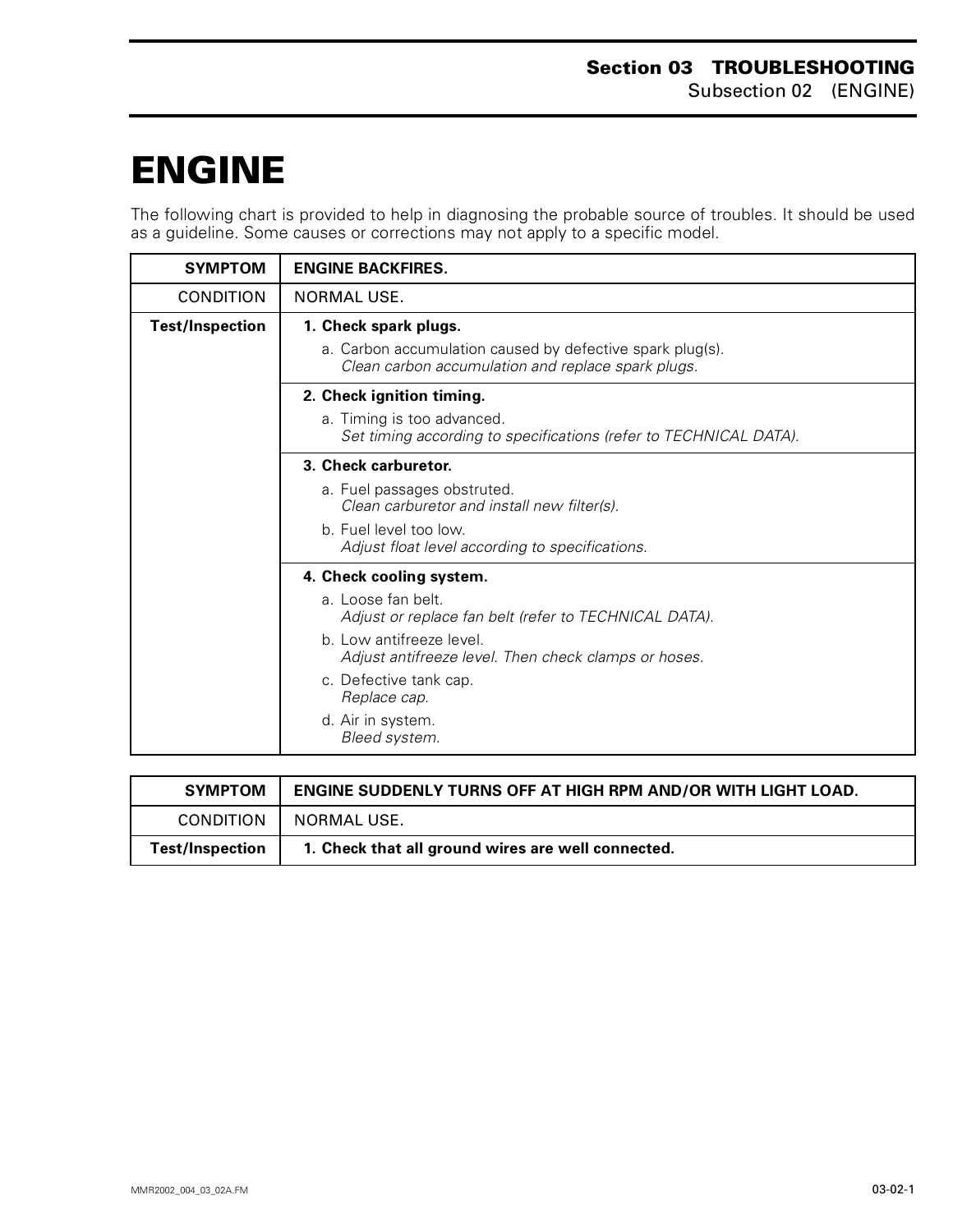# ENGINE

The following chart is provided to help in diagnosing the probable source of troubles. It should be used as a guideline. Some causes or corrections may not apply to a specific model.

| SYMPTOM | ENGINE BACKFIRES. |
|---|---|
| CONDITION | NORMAL USE. |
| **Test/Inspection** | **1. Check spark plugs.**<br>a. Carbon accumulation caused by defective spark plug(s).<br>*Clean carbon accumulation and replace spark plugs.* |
| | **2. Check ignition timing.**<br>a. Timing is too advanced.<br>*Set timing according to specifications (refer to TECHNICAL DATA).* |
| | **3. Check carburetor.**<br>a. Fuel passages obstruted.<br>*Clean carburetor and install new filter(s).*<br>b. Fuel level too low.<br>*Adjust float level according to specifications.* |
| | **4. Check cooling system.**<br>a. Loose fan belt.<br>*Adjust or replace fan belt (refer to TECHNICAL DATA).*<br>b. Low antifreeze level.<br>*Adjust antifreeze level. Then check clamps or hoses.*<br>c. Defective tank cap.<br>*Replace cap.*<br>d. Air in system.<br>*Bleed system.* |

| SYMPTOM | ENGINE SUDDENLY TURNS OFF AT HIGH RPM AND/OR WITH LIGHT LOAD. |
|---|---|
| CONDITION | NORMAL USE. |
| **Test/Inspection** | **1. Check that all ground wires are well connected.** |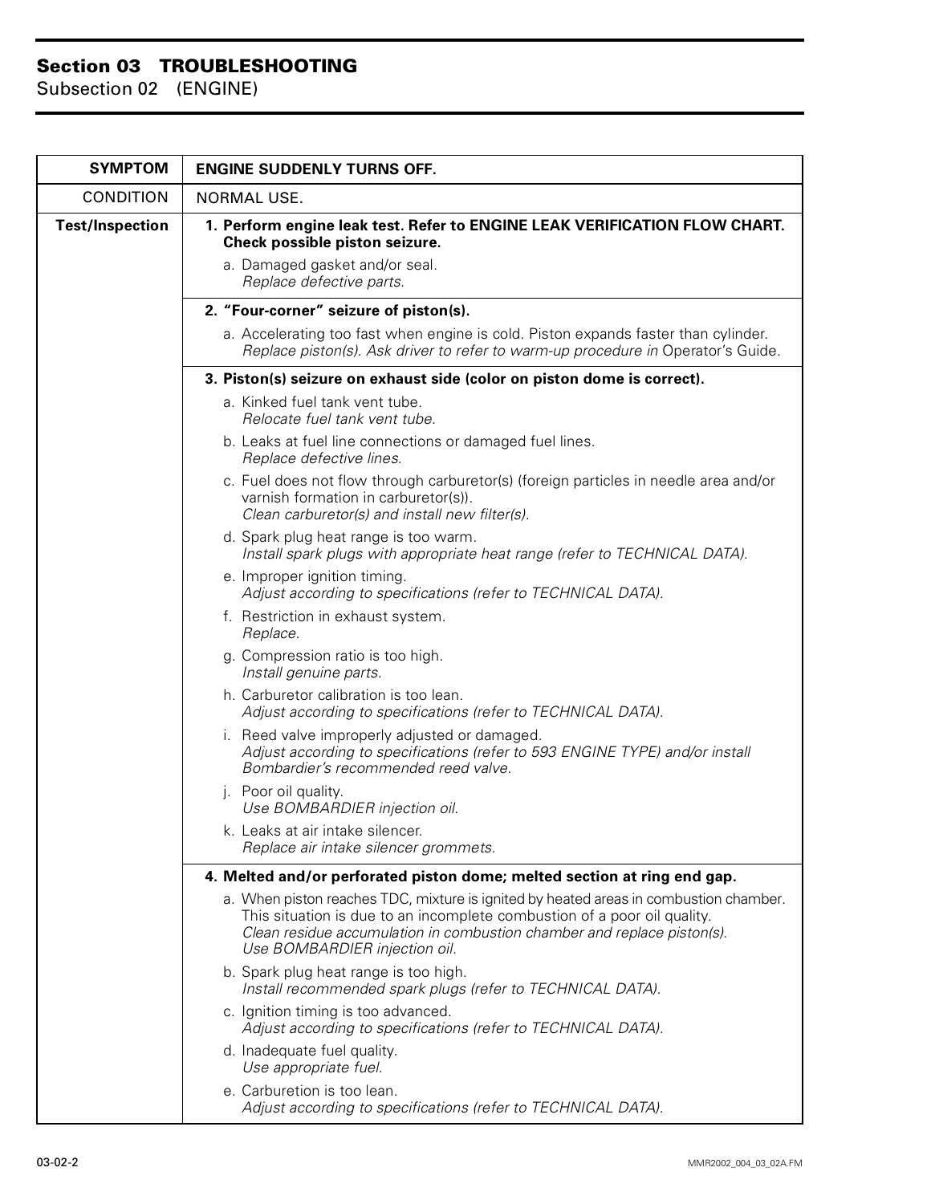# Section 03 TROUBLESHOOTING

Subsection 02 (ENGINE)

| SYMPTOM | ENGINE SUDDENLY TURNS OFF. |
|---|---|
| CONDITION | NORMAL USE. |
| **Test/Inspection** | **1. Perform engine leak test. Refer to ENGINE LEAK VERIFICATION FLOW CHART. Check possible piston seizure.**<br>a. Damaged gasket and/or seal.<br>*Replace defective parts.* |
| | **2. "Four-corner" seizure of piston(s).**<br>a. Accelerating too fast when engine is cold. Piston expands faster than cylinder.<br>*Replace piston(s). Ask driver to refer to warm-up procedure in* Operator's Guide. |
| | **3. Piston(s) seizure on exhaust side (color on piston dome is correct).**<br>a. Kinked fuel tank vent tube.<br>*Relocate fuel tank vent tube.*<br>b. Leaks at fuel line connections or damaged fuel lines.<br>*Replace defective lines.*<br>c. Fuel does not flow through carburetor(s) (foreign particles in needle area and/or varnish formation in carburetor(s)).<br>*Clean carburetor(s) and install new filter(s).*<br>d. Spark plug heat range is too warm.<br>*Install spark plugs with appropriate heat range (refer to TECHNICAL DATA).*<br>e. Improper ignition timing.<br>*Adjust according to specifications (refer to TECHNICAL DATA).*<br>f. Restriction in exhaust system.<br>*Replace.*<br>g. Compression ratio is too high.<br>*Install genuine parts.*<br>h. Carburetor calibration is too lean.<br>*Adjust according to specifications (refer to TECHNICAL DATA).*<br>i. Reed valve improperly adjusted or damaged.<br>*Adjust according to specifications (refer to 593 ENGINE TYPE) and/or install Bombardier's recommended reed valve.*<br>j. Poor oil quality.<br>*Use BOMBARDIER injection oil.*<br>k. Leaks at air intake silencer.<br>*Replace air intake silencer grommets.* |
| | **4. Melted and/or perforated piston dome; melted section at ring end gap.**<br>a. When piston reaches TDC, mixture is ignited by heated areas in combustion chamber. This situation is due to an incomplete combustion of a poor oil quality.<br>*Clean residue accumulation in combustion chamber and replace piston(s). Use BOMBARDIER injection oil.*<br>b. Spark plug heat range is too high.<br>*Install recommended spark plugs (refer to TECHNICAL DATA).*<br>c. Ignition timing is too advanced.<br>*Adjust according to specifications (refer to TECHNICAL DATA).*<br>d. Inadequate fuel quality.<br>*Use appropriate fuel.*<br>e. Carburetion is too lean.<br>*Adjust according to specifications (refer to TECHNICAL DATA).* |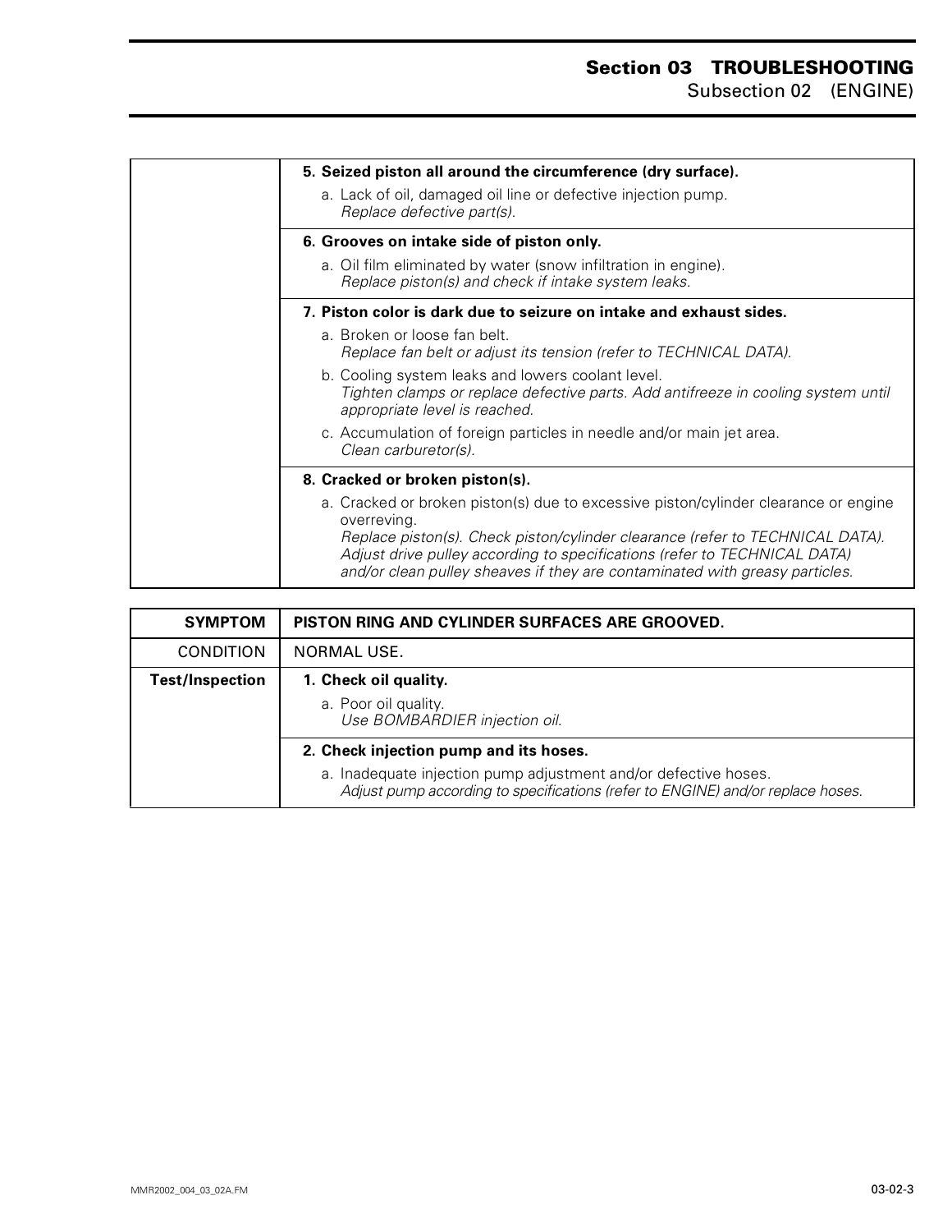| | |
|---|---|
| | **5. Seized piston all around the circumference (dry surface).**<br>a. Lack of oil, damaged oil line or defective injection pump.<br>*Replace defective part(s).* |
| | **6. Grooves on intake side of piston only.**<br>a. Oil film eliminated by water (snow infiltration in engine).<br>*Replace piston(s) and check if intake system leaks.* |
| | **7. Piston color is dark due to seizure on intake and exhaust sides.**<br>a. Broken or loose fan belt.<br>*Replace fan belt or adjust its tension (refer to TECHNICAL DATA).*<br>b. Cooling system leaks and lowers coolant level.<br>*Tighten clamps or replace defective parts. Add antifreeze in cooling system until appropriate level is reached.*<br>c. Accumulation of foreign particles in needle and/or main jet area.<br>*Clean carburetor(s).* |
| | **8. Cracked or broken piston(s).**<br>a. Cracked or broken piston(s) due to excessive piston/cylinder clearance or engine overreving.<br>*Replace piston(s). Check piston/cylinder clearance (refer to TECHNICAL DATA). Adjust drive pulley according to specifications (refer to TECHNICAL DATA) and/or clean pulley sheaves if they are contaminated with greasy particles.* |

| **SYMPTOM** | **PISTON RING AND CYLINDER SURFACES ARE GROOVED.** |
|---|---|
| CONDITION | NORMAL USE. |
| **Test/Inspection** | **1. Check oil quality.**<br>a. Poor oil quality.<br>*Use BOMBARDIER injection oil.* |
| | **2. Check injection pump and its hoses.**<br>a. Inadequate injection pump adjustment and/or defective hoses.<br>*Adjust pump according to specifications (refer to ENGINE) and/or replace hoses.* |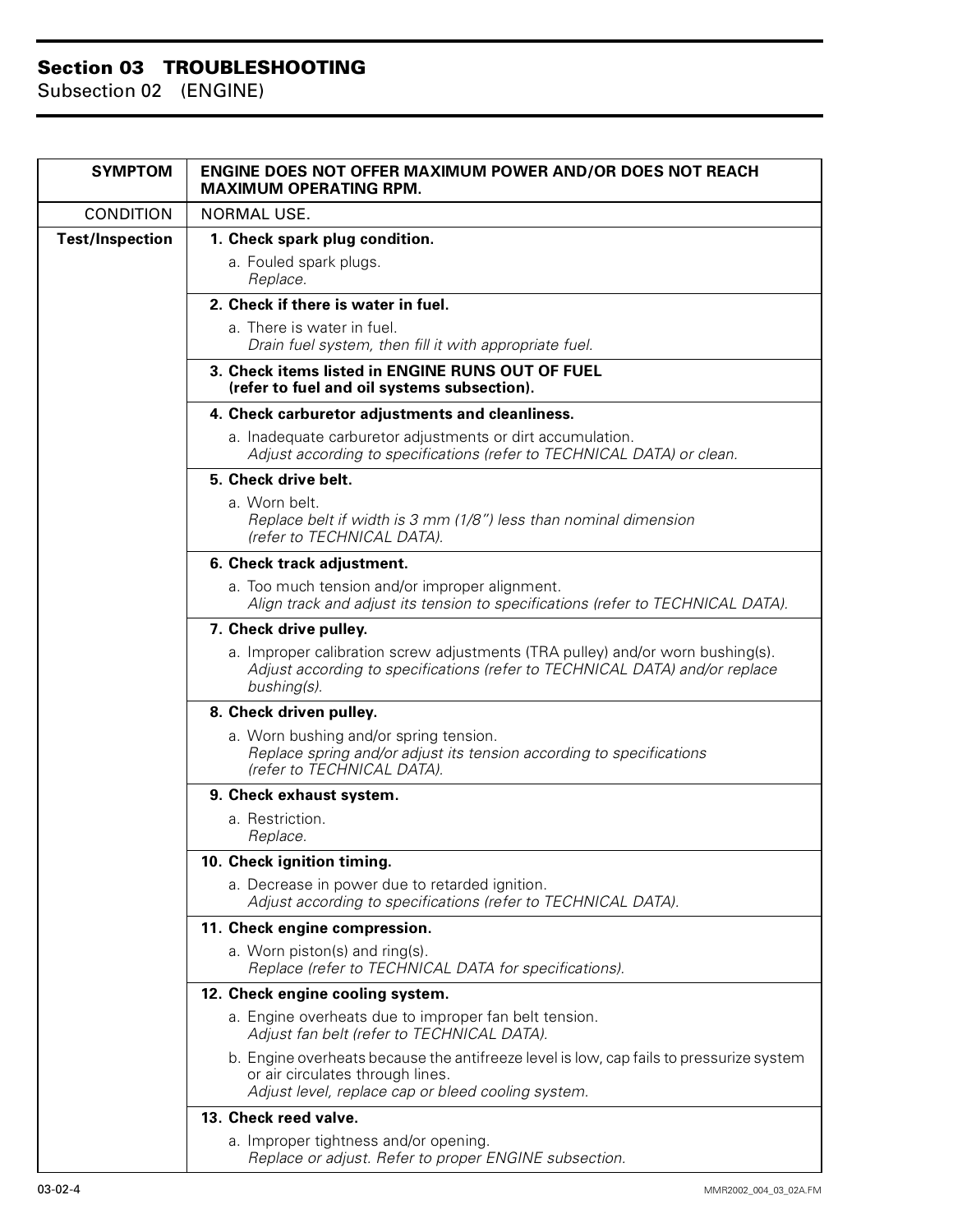## Section 03 TROUBLESHOOTING

Subsection 02 (ENGINE)

| SYMPTOM | ENGINE DOES NOT OFFER MAXIMUM POWER AND/OR DOES NOT REACH MAXIMUM OPERATING RPM. |
|---|---|
| CONDITION | NORMAL USE. |
| **Test/Inspection** | **1. Check spark plug condition.**<br>a. Fouled spark plugs.<br>*Replace.* |
| | **2. Check if there is water in fuel.**<br>a. There is water in fuel.<br>*Drain fuel system, then fill it with appropriate fuel.* |
| | **3. Check items listed in ENGINE RUNS OUT OF FUEL (refer to fuel and oil systems subsection).** |
| | **4. Check carburetor adjustments and cleanliness.**<br>a. Inadequate carburetor adjustments or dirt accumulation.<br>*Adjust according to specifications (refer to TECHNICAL DATA) or clean.* |
| | **5. Check drive belt.**<br>a. Worn belt.<br>*Replace belt if width is 3 mm (1/8") less than nominal dimension (refer to TECHNICAL DATA).* |
| | **6. Check track adjustment.**<br>a. Too much tension and/or improper alignment.<br>*Align track and adjust its tension to specifications (refer to TECHNICAL DATA).* |
| | **7. Check drive pulley.**<br>a. Improper calibration screw adjustments (TRA pulley) and/or worn bushing(s).<br>*Adjust according to specifications (refer to TECHNICAL DATA) and/or replace bushing(s).* |
| | **8. Check driven pulley.**<br>a. Worn bushing and/or spring tension.<br>*Replace spring and/or adjust its tension according to specifications (refer to TECHNICAL DATA).* |
| | **9. Check exhaust system.**<br>a. Restriction.<br>*Replace.* |
| | **10. Check ignition timing.**<br>a. Decrease in power due to retarded ignition.<br>*Adjust according to specifications (refer to TECHNICAL DATA).* |
| | **11. Check engine compression.**<br>a. Worn piston(s) and ring(s).<br>*Replace (refer to TECHNICAL DATA for specifications).* |
| | **12. Check engine cooling system.**<br>a. Engine overheats due to improper fan belt tension.<br>*Adjust fan belt (refer to TECHNICAL DATA).*<br>b. Engine overheats because the antifreeze level is low, cap fails to pressurize system or air circulates through lines.<br>*Adjust level, replace cap or bleed cooling system.* |
| | **13. Check reed valve.**<br>a. Improper tightness and/or opening.<br>*Replace or adjust. Refer to proper ENGINE subsection.* |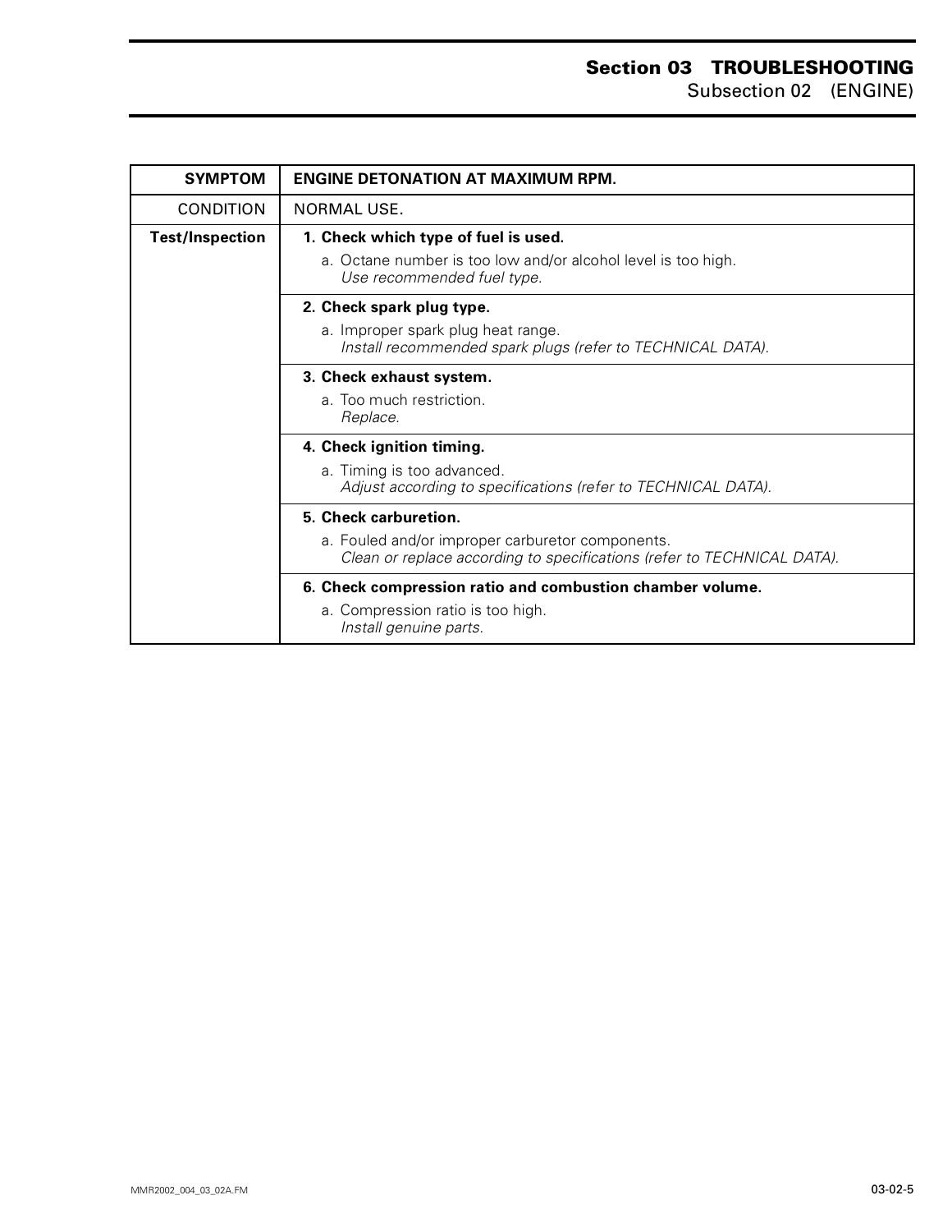| SYMPTOM | ENGINE DETONATION AT MAXIMUM RPM. |
|---|---|
| CONDITION | NORMAL USE. |
| **Test/Inspection** | **1. Check which type of fuel is used.**<br>a. Octane number is too low and/or alcohol level is too high.<br>*Use recommended fuel type.* |
| | **2. Check spark plug type.**<br>a. Improper spark plug heat range.<br>*Install recommended spark plugs (refer to TECHNICAL DATA).* |
| | **3. Check exhaust system.**<br>a. Too much restriction.<br>*Replace.* |
| | **4. Check ignition timing.**<br>a. Timing is too advanced.<br>*Adjust according to specifications (refer to TECHNICAL DATA).* |
| | **5. Check carburetion.**<br>a. Fouled and/or improper carburetor components.<br>*Clean or replace according to specifications (refer to TECHNICAL DATA).* |
| | **6. Check compression ratio and combustion chamber volume.**<br>a. Compression ratio is too high.<br>*Install genuine parts.* |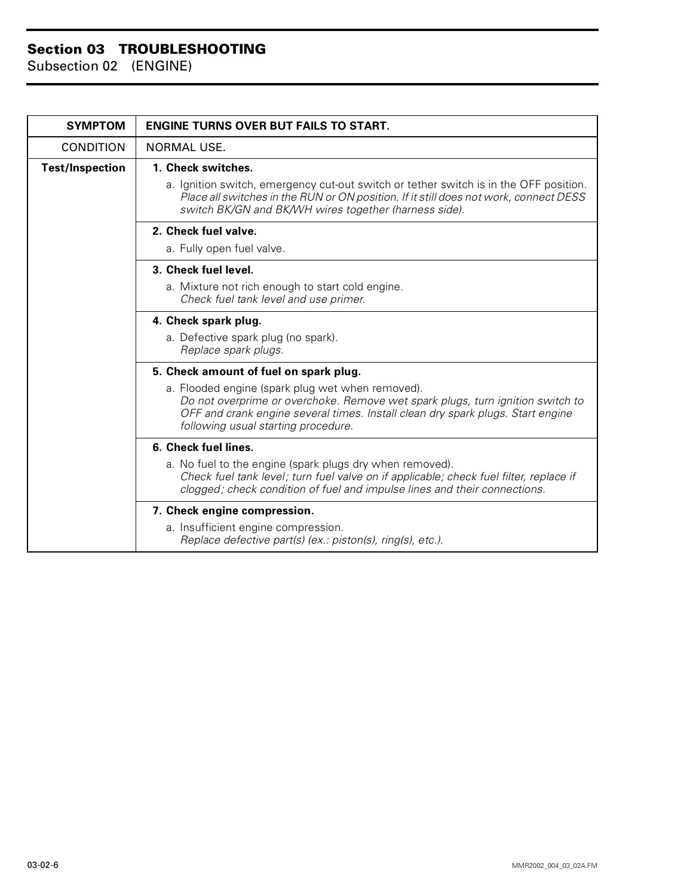| SYMPTOM | ENGINE TURNS OVER BUT FAILS TO START. |
|---|---|
| CONDITION | NORMAL USE. |
| **Test/Inspection** | **1. Check switches.**<br>a. Ignition switch, emergency cut-out switch or tether switch is in the OFF position.<br>*Place all switches in the RUN or ON position. If it still does not work, connect DESS switch BK/GN and BK/WH wires together (harness side).* |
| | **2. Check fuel valve.**<br>a. Fully open fuel valve. |
| | **3. Check fuel level.**<br>a. Mixture not rich enough to start cold engine.<br>*Check fuel tank level and use primer.* |
| | **4. Check spark plug.**<br>a. Defective spark plug (no spark).<br>*Replace spark plugs.* |
| | **5. Check amount of fuel on spark plug.**<br>a. Flooded engine (spark plug wet when removed).<br>*Do not overprime or overchoke. Remove wet spark plugs, turn ignition switch to OFF and crank engine several times. Install clean dry spark plugs. Start engine following usual starting procedure.* |
| | **6. Check fuel lines.**<br>a. No fuel to the engine (spark plugs dry when removed).<br>*Check fuel tank level; turn fuel valve on if applicable; check fuel filter, replace if clogged; check condition of fuel and impulse lines and their connections.* |
| | **7. Check engine compression.**<br>a. Insufficient engine compression.<br>*Replace defective part(s) (ex.: piston(s), ring(s), etc.).* |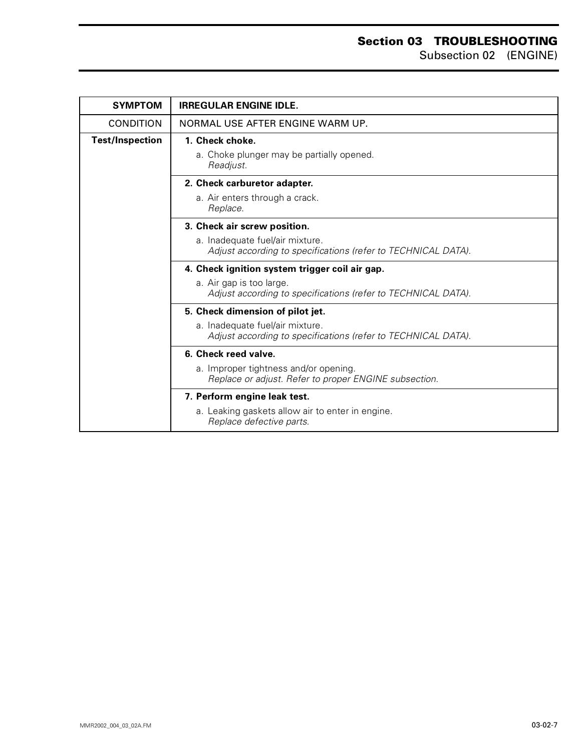| SYMPTOM | IRREGULAR ENGINE IDLE. |
|---|---|
| CONDITION | NORMAL USE AFTER ENGINE WARM UP. |
| **Test/Inspection** | **1. Check choke.**<br>a. Choke plunger may be partially opened.<br>*Readjust.* |
| | **2. Check carburetor adapter.**<br>a. Air enters through a crack.<br>*Replace.* |
| | **3. Check air screw position.**<br>a. Inadequate fuel/air mixture.<br>*Adjust according to specifications (refer to TECHNICAL DATA).* |
| | **4. Check ignition system trigger coil air gap.**<br>a. Air gap is too large.<br>*Adjust according to specifications (refer to TECHNICAL DATA).* |
| | **5. Check dimension of pilot jet.**<br>a. Inadequate fuel/air mixture.<br>*Adjust according to specifications (refer to TECHNICAL DATA).* |
| | **6. Check reed valve.**<br>a. Improper tightness and/or opening.<br>*Replace or adjust. Refer to proper ENGINE subsection.* |
| | **7. Perform engine leak test.**<br>a. Leaking gaskets allow air to enter in engine.<br>*Replace defective parts.* |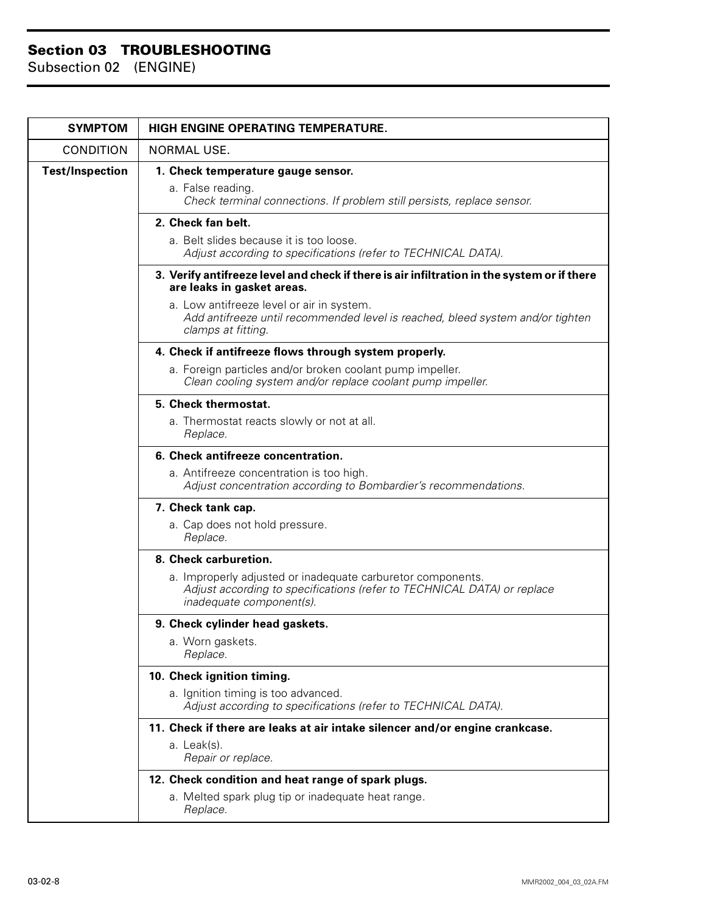## Section 03 TROUBLESHOOTING
Subsection 02 (ENGINE)

| SYMPTOM | HIGH ENGINE OPERATING TEMPERATURE. |
| --- | --- |
| CONDITION | NORMAL USE. |
| **Test/Inspection** | **1. Check temperature gauge sensor.**<br>a. False reading.<br>*Check terminal connections. If problem still persists, replace sensor.* |
| | **2. Check fan belt.**<br>a. Belt slides because it is too loose.<br>*Adjust according to specifications (refer to TECHNICAL DATA).* |
| | **3. Verify antifreeze level and check if there is air infiltration in the system or if there are leaks in gasket areas.**<br>a. Low antifreeze level or air in system.<br>*Add antifreeze until recommended level is reached, bleed system and/or tighten clamps at fitting.* |
| | **4. Check if antifreeze flows through system properly.**<br>a. Foreign particles and/or broken coolant pump impeller.<br>*Clean cooling system and/or replace coolant pump impeller.* |
| | **5. Check thermostat.**<br>a. Thermostat reacts slowly or not at all.<br>*Replace.* |
| | **6. Check antifreeze concentration.**<br>a. Antifreeze concentration is too high.<br>*Adjust concentration according to Bombardier's recommendations.* |
| | **7. Check tank cap.**<br>a. Cap does not hold pressure.<br>*Replace.* |
| | **8. Check carburetion.**<br>a. Improperly adjusted or inadequate carburetor components.<br>*Adjust according to specifications (refer to TECHNICAL DATA) or replace inadequate component(s).* |
| | **9. Check cylinder head gaskets.**<br>a. Worn gaskets.<br>*Replace.* |
| | **10. Check ignition timing.**<br>a. Ignition timing is too advanced.<br>*Adjust according to specifications (refer to TECHNICAL DATA).* |
| | **11. Check if there are leaks at air intake silencer and/or engine crankcase.**<br>a. Leak(s).<br>*Repair or replace.* |
| | **12. Check condition and heat range of spark plugs.**<br>a. Melted spark plug tip or inadequate heat range.<br>*Replace.* |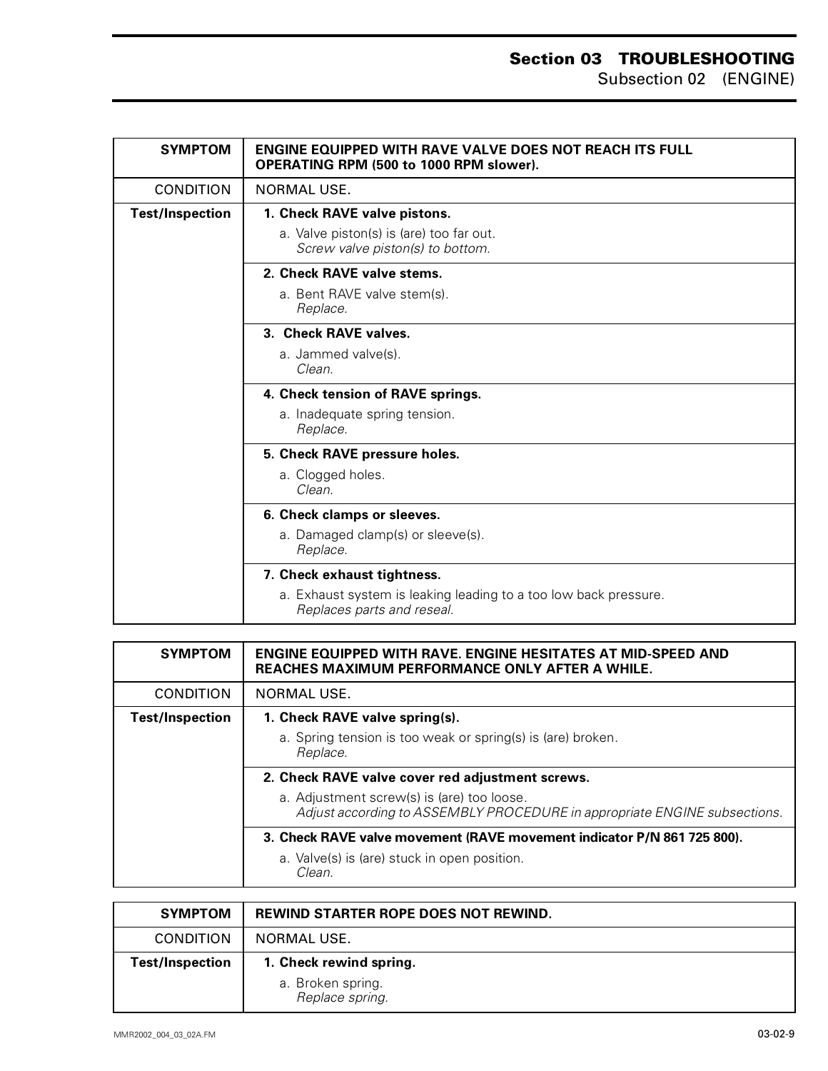| SYMPTOM | ENGINE EQUIPPED WITH RAVE VALVE DOES NOT REACH ITS FULL OPERATING RPM (500 to 1000 RPM slower). |
|---|---|
| CONDITION | NORMAL USE. |
| Test/Inspection | **1. Check RAVE valve pistons.**<br>a. Valve piston(s) is (are) too far out.<br>*Screw valve piston(s) to bottom.* |
| | **2. Check RAVE valve stems.**<br>a. Bent RAVE valve stem(s).<br>*Replace.* |
| | **3. Check RAVE valves.**<br>a. Jammed valve(s).<br>*Clean.* |
| | **4. Check tension of RAVE springs.**<br>a. Inadequate spring tension.<br>*Replace.* |
| | **5. Check RAVE pressure holes.**<br>a. Clogged holes.<br>*Clean.* |
| | **6. Check clamps or sleeves.**<br>a. Damaged clamp(s) or sleeve(s).<br>*Replace.* |
| | **7. Check exhaust tightness.**<br>a. Exhaust system is leaking leading to a too low back pressure.<br>*Replaces parts and reseal.* |

| SYMPTOM | ENGINE EQUIPPED WITH RAVE. ENGINE HESITATES AT MID-SPEED AND REACHES MAXIMUM PERFORMANCE ONLY AFTER A WHILE. |
|---|---|
| CONDITION | NORMAL USE. |
| Test/Inspection | **1. Check RAVE valve spring(s).**<br>a. Spring tension is too weak or spring(s) is (are) broken.<br>*Replace.* |
| | **2. Check RAVE valve cover red adjustment screws.**<br>a. Adjustment screw(s) is (are) too loose.<br>*Adjust according to ASSEMBLY PROCEDURE in appropriate ENGINE subsections.* |
| | **3. Check RAVE valve movement (RAVE movement indicator P/N 861 725 800).**<br>a. Valve(s) is (are) stuck in open position.<br>*Clean.* |

| SYMPTOM | REWIND STARTER ROPE DOES NOT REWIND. |
|---|---|
| CONDITION | NORMAL USE. |
| Test/Inspection | **1. Check rewind spring.**<br>a. Broken spring.<br>*Replace spring.* |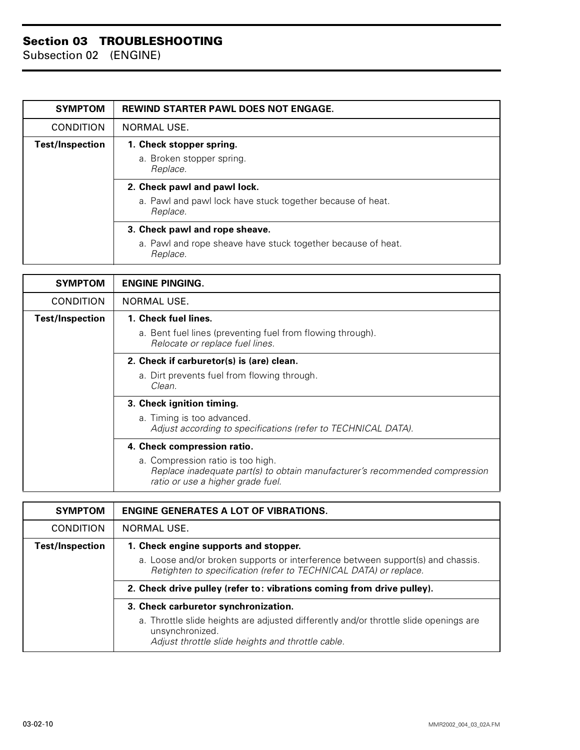| SYMPTOM | REWIND STARTER PAWL DOES NOT ENGAGE. |
|---|---|
| CONDITION | NORMAL USE. |
| Test/Inspection | **1. Check stopper spring.**<br>a. Broken stopper spring.<br>*Replace.* |
| | **2. Check pawl and pawl lock.**<br>a. Pawl and pawl lock have stuck together because of heat.<br>*Replace.* |
| | **3. Check pawl and rope sheave.**<br>a. Pawl and rope sheave have stuck together because of heat.<br>*Replace.* |

| SYMPTOM | ENGINE PINGING. |
|---|---|
| CONDITION | NORMAL USE. |
| Test/Inspection | **1. Check fuel lines.**<br>a. Bent fuel lines (preventing fuel from flowing through).<br>*Relocate or replace fuel lines.* |
| | **2. Check if carburetor(s) is (are) clean.**<br>a. Dirt prevents fuel from flowing through.<br>*Clean.* |
| | **3. Check ignition timing.**<br>a. Timing is too advanced.<br>*Adjust according to specifications (refer to TECHNICAL DATA).* |
| | **4. Check compression ratio.**<br>a. Compression ratio is too high.<br>*Replace inadequate part(s) to obtain manufacturer's recommended compression ratio or use a higher grade fuel.* |

| SYMPTOM | ENGINE GENERATES A LOT OF VIBRATIONS. |
|---|---|
| CONDITION | NORMAL USE. |
| Test/Inspection | **1. Check engine supports and stopper.**<br>a. Loose and/or broken supports or interference between support(s) and chassis.<br>*Retighten to specification (refer to TECHNICAL DATA) or replace.* |
| | **2. Check drive pulley (refer to: vibrations coming from drive pulley).** |
| | **3. Check carburetor synchronization.**<br>a. Throttle slide heights are adjusted differently and/or throttle slide openings are unsynchronized.<br>*Adjust throttle slide heights and throttle cable.* |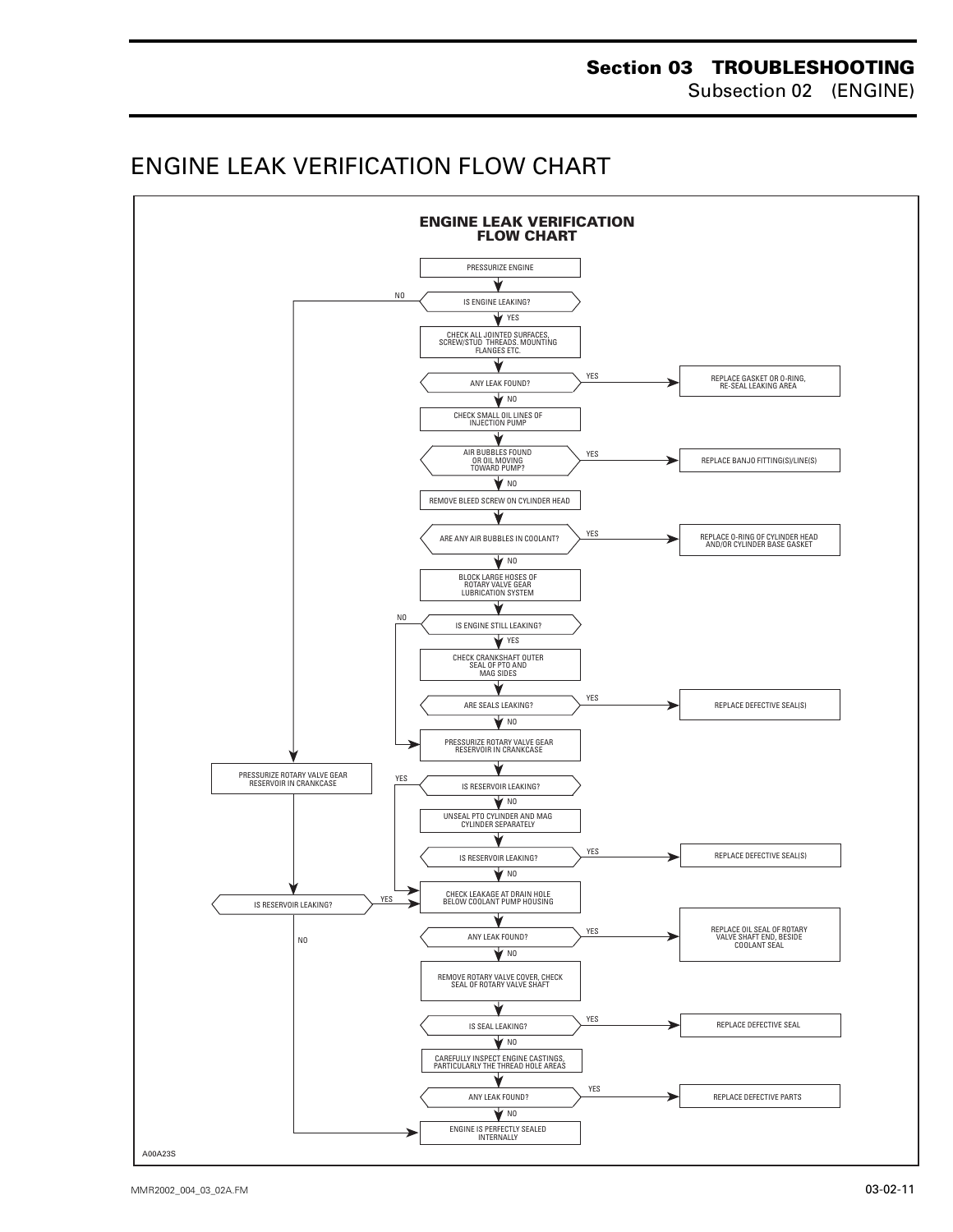# ENGINE LEAK VERIFICATION FLOW CHART

**ENGINE LEAK VERIFICATION FLOW CHART**

- PRESSURIZE ENGINE
- IS ENGINE LEAKING?
  - NO → PRESSURIZE ROTARY VALVE GEAR RESERVOIR IN CRANKCASE → IS RESERVOIR LEAKING?
    - YES → CHECK LEAKAGE AT DRAIN HOLE BELOW COOLANT PUMP HOUSING
    - NO → ENGINE IS PERFECTLY SEALED INTERNALLY
  - YES → CHECK ALL JOINTED SURFACES, SCREW/STUD THREADS, MOUNTING FLANGES ETC.
- ANY LEAK FOUND?
  - YES → REPLACE GASKET OR O-RING, RE-SEAL LEAKING AREA
  - NO → CHECK SMALL OIL LINES OF INJECTION PUMP
- AIR BUBBLES FOUND OR OIL MOVING TOWARD PUMP?
  - YES → REPLACE BANJO FITTING(S)/LINE(S)
  - NO → REMOVE BLEED SCREW ON CYLINDER HEAD
- ARE ANY AIR BUBBLES IN COOLANT?
  - YES → REPLACE O-RING OF CYLINDER HEAD AND/OR CYLINDER BASE GASKET
  - NO → BLOCK LARGE HOSES OF ROTARY VALVE GEAR LUBRICATION SYSTEM
- IS ENGINE STILL LEAKING?
  - NO → PRESSURIZE ROTARY VALVE GEAR RESERVOIR IN CRANKCASE
  - YES → CHECK CRANKSHAFT OUTER SEAL OF PTO AND MAG SIDES
- ARE SEALS LEAKING?
  - YES → REPLACE DEFECTIVE SEAL(S)
  - NO → PRESSURIZE ROTARY VALVE GEAR RESERVOIR IN CRANKCASE
- IS RESERVOIR LEAKING?
  - YES → CHECK LEAKAGE AT DRAIN HOLE BELOW COOLANT PUMP HOUSING
  - NO → UNSEAL PTO CYLINDER AND MAG CYLINDER SEPARATELY
- IS RESERVOIR LEAKING?
  - YES → REPLACE DEFECTIVE SEAL(S)
  - NO → CHECK LEAKAGE AT DRAIN HOLE BELOW COOLANT PUMP HOUSING
- ANY LEAK FOUND?
  - YES → REPLACE OIL SEAL OF ROTARY VALVE SHAFT END, BESIDE COOLANT SEAL
  - NO → REMOVE ROTARY VALVE COVER, CHECK SEAL OF ROTARY VALVE SHAFT
- IS SEAL LEAKING?
  - YES → REPLACE DEFECTIVE SEAL
  - NO → CAREFULLY INSPECT ENGINE CASTINGS, PARTICULARLY THE THREAD HOLE AREAS
- ANY LEAK FOUND?
  - YES → REPLACE DEFECTIVE PARTS
  - NO → ENGINE IS PERFECTLY SEALED INTERNALLY

A00A23S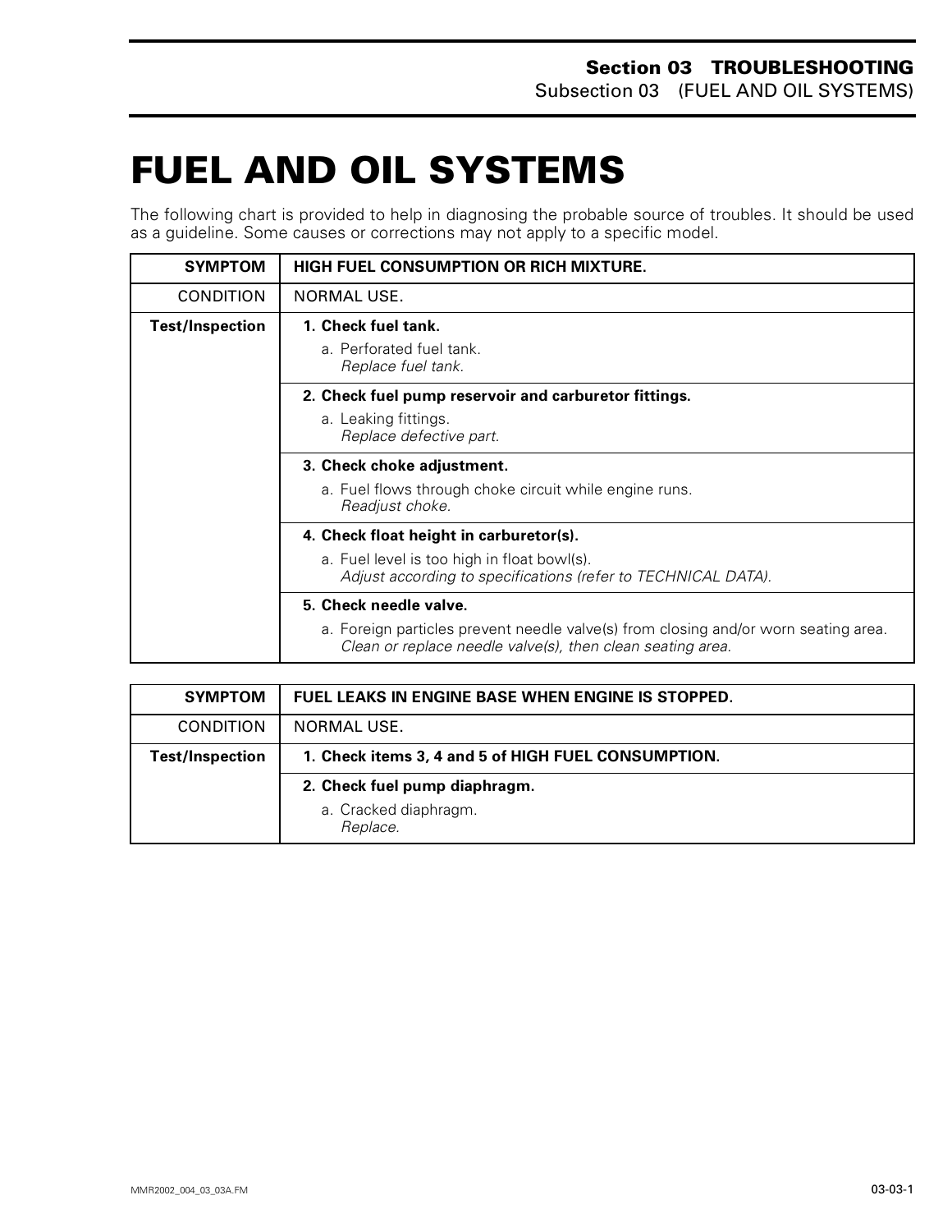# FUEL AND OIL SYSTEMS

The following chart is provided to help in diagnosing the probable source of troubles. It should be used as a guideline. Some causes or corrections may not apply to a specific model.

| SYMPTOM | HIGH FUEL CONSUMPTION OR RICH MIXTURE. |
| --- | --- |
| CONDITION | NORMAL USE. |
| **Test/Inspection** | **1. Check fuel tank.**<br>a. Perforated fuel tank.<br>*Replace fuel tank.* |
| | **2. Check fuel pump reservoir and carburetor fittings.**<br>a. Leaking fittings.<br>*Replace defective part.* |
| | **3. Check choke adjustment.**<br>a. Fuel flows through choke circuit while engine runs.<br>*Readjust choke.* |
| | **4. Check float height in carburetor(s).**<br>a. Fuel level is too high in float bowl(s).<br>*Adjust according to specifications (refer to TECHNICAL DATA).* |
| | **5. Check needle valve.**<br>a. Foreign particles prevent needle valve(s) from closing and/or worn seating area.<br>*Clean or replace needle valve(s), then clean seating area.* |

| SYMPTOM | FUEL LEAKS IN ENGINE BASE WHEN ENGINE IS STOPPED. |
| --- | --- |
| CONDITION | NORMAL USE. |
| **Test/Inspection** | **1. Check items 3, 4 and 5 of HIGH FUEL CONSUMPTION.** |
| | **2. Check fuel pump diaphragm.**<br>a. Cracked diaphragm.<br>*Replace.* |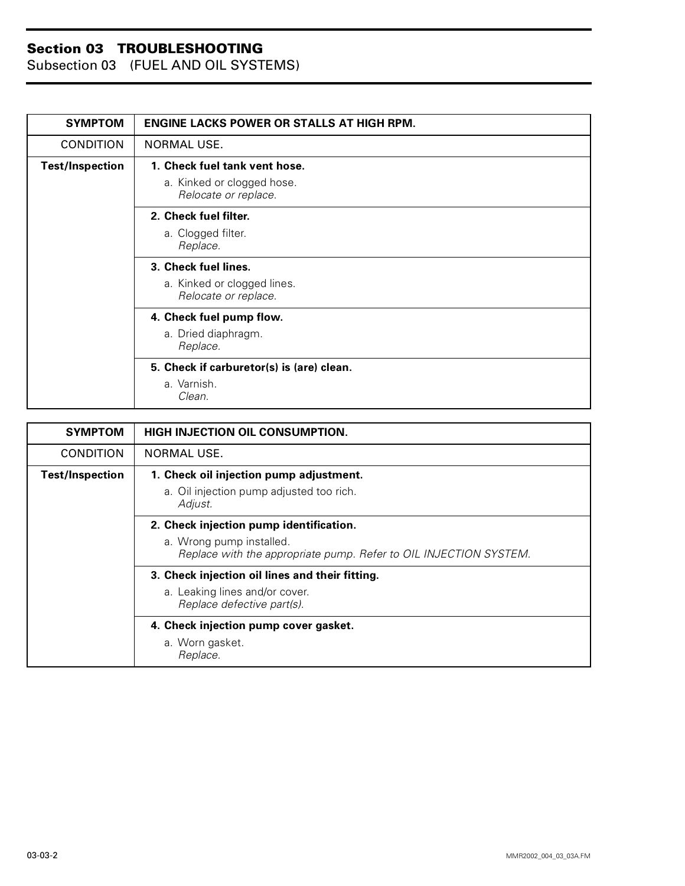## Section 03 TROUBLESHOOTING
Subsection 03 (FUEL AND OIL SYSTEMS)

| SYMPTOM | ENGINE LACKS POWER OR STALLS AT HIGH RPM. |
| --- | --- |
| CONDITION | NORMAL USE. |
| Test/Inspection | **1. Check fuel tank vent hose.**<br>a. Kinked or clogged hose.<br>*Relocate or replace.* |
| | **2. Check fuel filter.**<br>a. Clogged filter.<br>*Replace.* |
| | **3. Check fuel lines.**<br>a. Kinked or clogged lines.<br>*Relocate or replace.* |
| | **4. Check fuel pump flow.**<br>a. Dried diaphragm.<br>*Replace.* |
| | **5. Check if carburetor(s) is (are) clean.**<br>a. Varnish.<br>*Clean.* |

| SYMPTOM | HIGH INJECTION OIL CONSUMPTION. |
| --- | --- |
| CONDITION | NORMAL USE. |
| Test/Inspection | **1. Check oil injection pump adjustment.**<br>a. Oil injection pump adjusted too rich.<br>*Adjust.* |
| | **2. Check injection pump identification.**<br>a. Wrong pump installed.<br>*Replace with the appropriate pump. Refer to OIL INJECTION SYSTEM.* |
| | **3. Check injection oil lines and their fitting.**<br>a. Leaking lines and/or cover.<br>*Replace defective part(s).* |
| | **4. Check injection pump cover gasket.**<br>a. Worn gasket.<br>*Replace.* |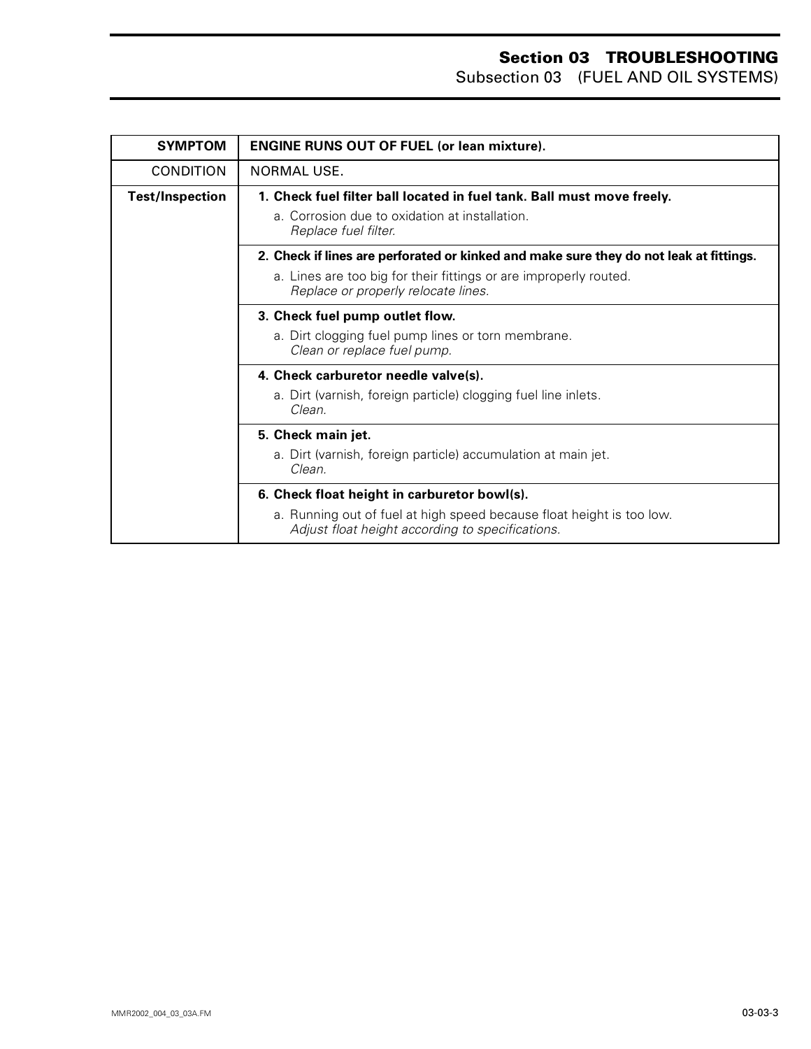| SYMPTOM | ENGINE RUNS OUT OF FUEL (or lean mixture). |
|---|---|
| CONDITION | NORMAL USE. |
| Test/Inspection | **1. Check fuel filter ball located in fuel tank. Ball must move freely.**<br>a. Corrosion due to oxidation at installation.<br>*Replace fuel filter.* |
| | **2. Check if lines are perforated or kinked and make sure they do not leak at fittings.**<br>a. Lines are too big for their fittings or are improperly routed.<br>*Replace or properly relocate lines.* |
| | **3. Check fuel pump outlet flow.**<br>a. Dirt clogging fuel pump lines or torn membrane.<br>*Clean or replace fuel pump.* |
| | **4. Check carburetor needle valve(s).**<br>a. Dirt (varnish, foreign particle) clogging fuel line inlets.<br>*Clean.* |
| | **5. Check main jet.**<br>a. Dirt (varnish, foreign particle) accumulation at main jet.<br>*Clean.* |
| | **6. Check float height in carburetor bowl(s).**<br>a. Running out of fuel at high speed because float height is too low.<br>*Adjust float height according to specifications.* |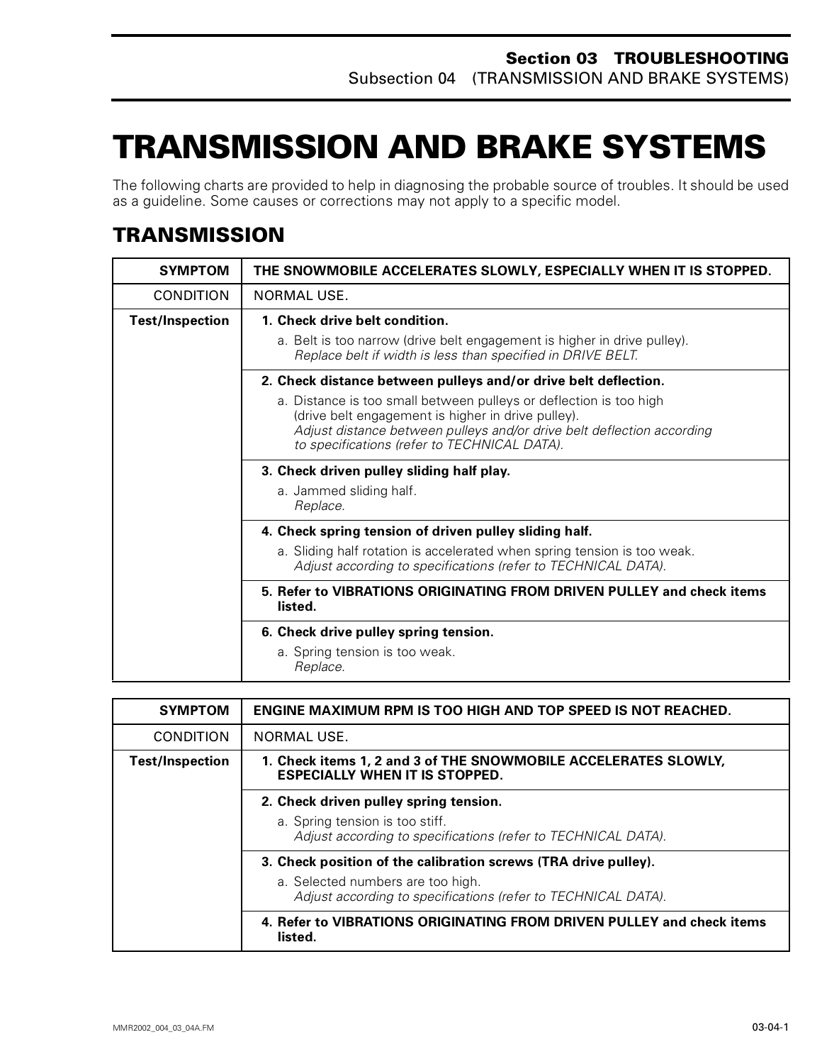# TRANSMISSION AND BRAKE SYSTEMS

The following charts are provided to help in diagnosing the probable source of troubles. It should be used as a guideline. Some causes or corrections may not apply to a specific model.

## TRANSMISSION

| SYMPTOM | THE SNOWMOBILE ACCELERATES SLOWLY, ESPECIALLY WHEN IT IS STOPPED. |
|---|---|
| CONDITION | NORMAL USE. |
| **Test/Inspection** | **1. Check drive belt condition.**<br>a. Belt is too narrow (drive belt engagement is higher in drive pulley).<br>*Replace belt if width is less than specified in DRIVE BELT.* |
| | **2. Check distance between pulleys and/or drive belt deflection.**<br>a. Distance is too small between pulleys or deflection is too high (drive belt engagement is higher in drive pulley).<br>*Adjust distance between pulleys and/or drive belt deflection according to specifications (refer to TECHNICAL DATA).* |
| | **3. Check driven pulley sliding half play.**<br>a. Jammed sliding half.<br>*Replace.* |
| | **4. Check spring tension of driven pulley sliding half.**<br>a. Sliding half rotation is accelerated when spring tension is too weak.<br>*Adjust according to specifications (refer to TECHNICAL DATA).* |
| | **5. Refer to VIBRATIONS ORIGINATING FROM DRIVEN PULLEY and check items listed.** |
| | **6. Check drive pulley spring tension.**<br>a. Spring tension is too weak.<br>*Replace.* |

| SYMPTOM | ENGINE MAXIMUM RPM IS TOO HIGH AND TOP SPEED IS NOT REACHED. |
|---|---|
| CONDITION | NORMAL USE. |
| **Test/Inspection** | **1. Check items 1, 2 and 3 of THE SNOWMOBILE ACCELERATES SLOWLY, ESPECIALLY WHEN IT IS STOPPED.** |
| | **2. Check driven pulley spring tension.**<br>a. Spring tension is too stiff.<br>*Adjust according to specifications (refer to TECHNICAL DATA).* |
| | **3. Check position of the calibration screws (TRA drive pulley).**<br>a. Selected numbers are too high.<br>*Adjust according to specifications (refer to TECHNICAL DATA).* |
| | **4. Refer to VIBRATIONS ORIGINATING FROM DRIVEN PULLEY and check items listed.** |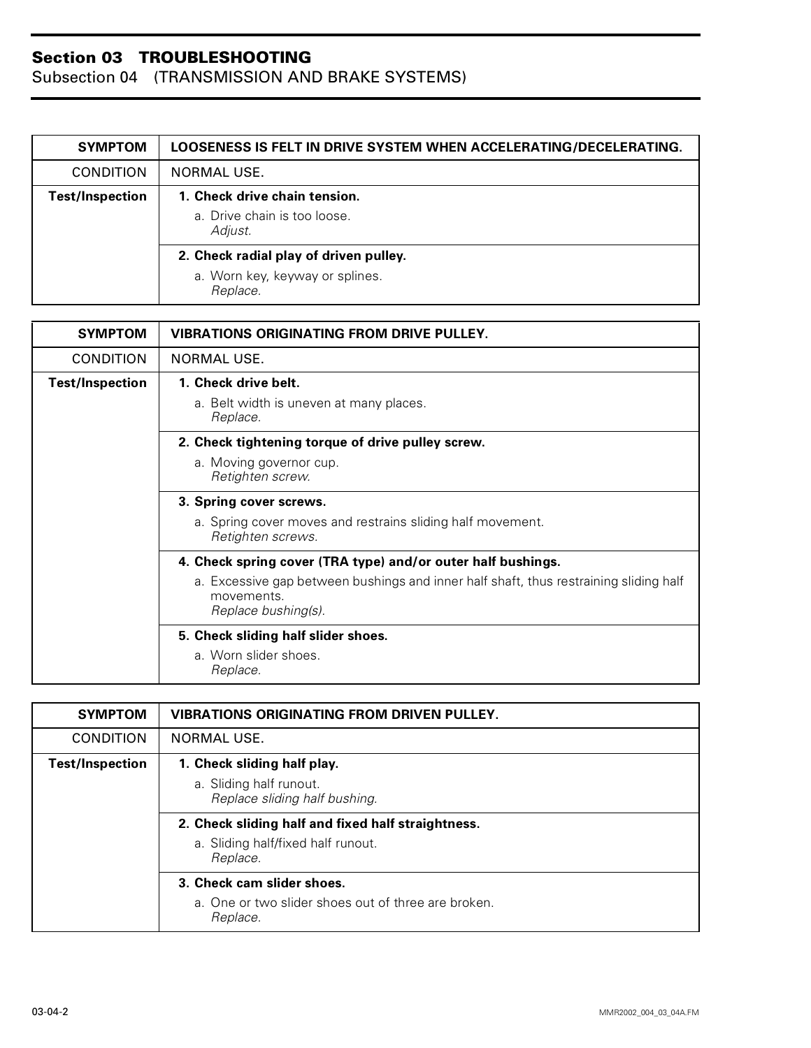## Section 03 TROUBLESHOOTING

### Subsection 04 (TRANSMISSION AND BRAKE SYSTEMS)

| SYMPTOM | LOOSENESS IS FELT IN DRIVE SYSTEM WHEN ACCELERATING/DECELERATING. |
|---|---|
| CONDITION | NORMAL USE. |
| Test/Inspection | **1. Check drive chain tension.**<br>a. Drive chain is too loose.<br>*Adjust.* |
| | **2. Check radial play of driven pulley.**<br>a. Worn key, keyway or splines.<br>*Replace.* |

| SYMPTOM | VIBRATIONS ORIGINATING FROM DRIVE PULLEY. |
|---|---|
| CONDITION | NORMAL USE. |
| Test/Inspection | **1. Check drive belt.**<br>a. Belt width is uneven at many places.<br>*Replace.* |
| | **2. Check tightening torque of drive pulley screw.**<br>a. Moving governor cup.<br>*Retighten screw.* |
| | **3. Spring cover screws.**<br>a. Spring cover moves and restrains sliding half movement.<br>*Retighten screws.* |
| | **4. Check spring cover (TRA type) and/or outer half bushings.**<br>a. Excessive gap between bushings and inner half shaft, thus restraining sliding half movements.<br>*Replace bushing(s).* |
| | **5. Check sliding half slider shoes.**<br>a. Worn slider shoes.<br>*Replace.* |

| SYMPTOM | VIBRATIONS ORIGINATING FROM DRIVEN PULLEY. |
|---|---|
| CONDITION | NORMAL USE. |
| Test/Inspection | **1. Check sliding half play.**<br>a. Sliding half runout.<br>*Replace sliding half bushing.* |
| | **2. Check sliding half and fixed half straightness.**<br>a. Sliding half/fixed half runout.<br>*Replace.* |
| | **3. Check cam slider shoes.**<br>a. One or two slider shoes out of three are broken.<br>*Replace.* |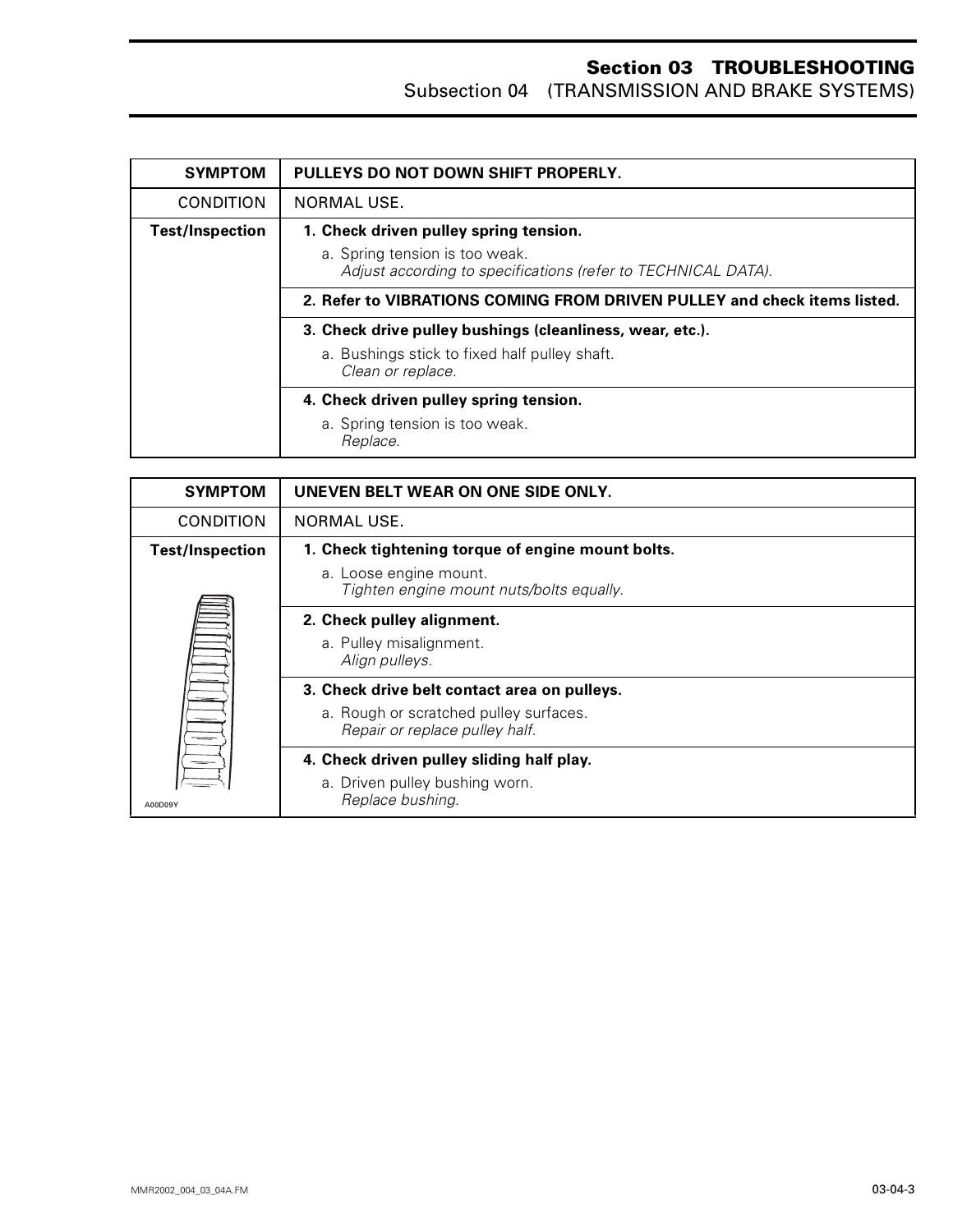| SYMPTOM | PULLEYS DO NOT DOWN SHIFT PROPERLY. |
| --- | --- |
| CONDITION | NORMAL USE. |
| **Test/Inspection** | **1. Check driven pulley spring tension.**<br>a. Spring tension is too weak.<br>*Adjust according to specifications (refer to TECHNICAL DATA).* |
| | **2. Refer to VIBRATIONS COMING FROM DRIVEN PULLEY and check items listed.** |
| | **3. Check drive pulley bushings (cleanliness, wear, etc.).**<br>a. Bushings stick to fixed half pulley shaft.<br>*Clean or replace.* |
| | **4. Check driven pulley spring tension.**<br>a. Spring tension is too weak.<br>*Replace.* |

| SYMPTOM | UNEVEN BELT WEAR ON ONE SIDE ONLY. |
| --- | --- |
| CONDITION | NORMAL USE. |
| **Test/Inspection** | **1. Check tightening torque of engine mount bolts.**<br>a. Loose engine mount.<br>*Tighten engine mount nuts/bolts equally.* |
| | **2. Check pulley alignment.**<br>a. Pulley misalignment.<br>*Align pulleys.* |
| | **3. Check drive belt contact area on pulleys.**<br>a. Rough or scratched pulley surfaces.<br>*Repair or replace pulley half.* |
| A00D09Y | **4. Check driven pulley sliding half play.**<br>a. Driven pulley bushing worn.<br>*Replace bushing.* |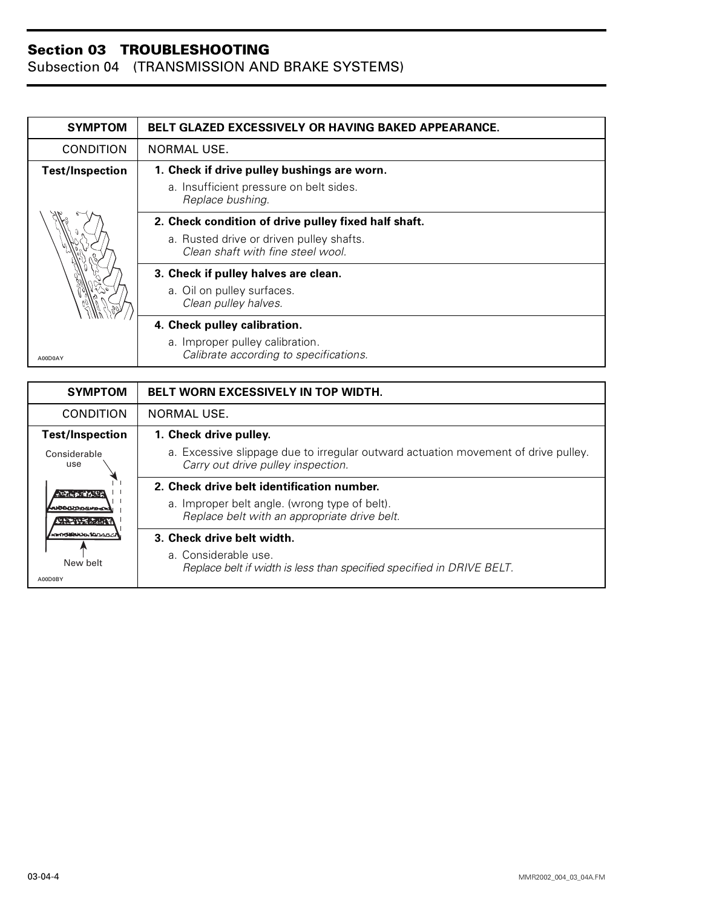| SYMPTOM | BELT GLAZED EXCESSIVELY OR HAVING BAKED APPEARANCE. |
|---|---|
| CONDITION | NORMAL USE. |
| **Test/Inspection** | **1. Check if drive pulley bushings are worn.**<br>a. Insufficient pressure on belt sides.<br>*Replace bushing.* |
| | **2. Check condition of drive pulley fixed half shaft.**<br>a. Rusted drive or driven pulley shafts.<br>*Clean shaft with fine steel wool.* |
| | **3. Check if pulley halves are clean.**<br>a. Oil on pulley surfaces.<br>*Clean pulley halves.* |
| A00D0AY | **4. Check pulley calibration.**<br>a. Improper pulley calibration.<br>*Calibrate according to specifications.* |

| SYMPTOM | BELT WORN EXCESSIVELY IN TOP WIDTH. |
|---|---|
| CONDITION | NORMAL USE. |
| **Test/Inspection**<br>Considerable use | **1. Check drive pulley.**<br>a. Excessive slippage due to irregular outward actuation movement of drive pulley.<br>*Carry out drive pulley inspection.* |
| | **2. Check drive belt identification number.**<br>a. Improper belt angle. (wrong type of belt).<br>*Replace belt with an appropriate drive belt.* |
| New belt<br>A00D0BY | **3. Check drive belt width.**<br>a. Considerable use.<br>*Replace belt if width is less than specified specified in DRIVE BELT.* |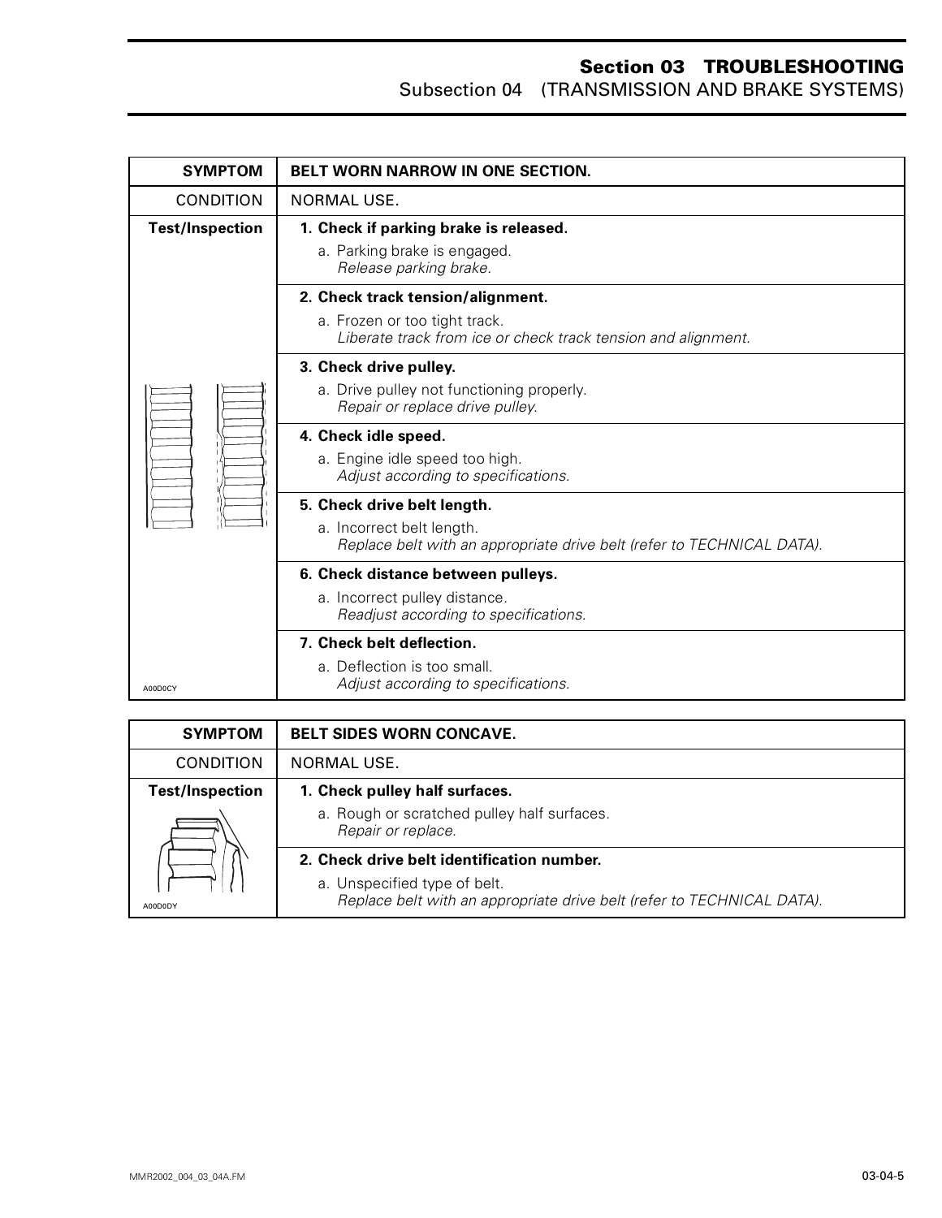| SYMPTOM | BELT WORN NARROW IN ONE SECTION. |
|---|---|
| CONDITION | NORMAL USE. |
| **Test/Inspection** | **1. Check if parking brake is released.**<br>a. Parking brake is engaged.<br>*Release parking brake.* |
| | **2. Check track tension/alignment.**<br>a. Frozen or too tight track.<br>*Liberate track from ice or check track tension and alignment.* |
| | **3. Check drive pulley.**<br>a. Drive pulley not functioning properly.<br>*Repair or replace drive pulley.* |
| | **4. Check idle speed.**<br>a. Engine idle speed too high.<br>*Adjust according to specifications.* |
| | **5. Check drive belt length.**<br>a. Incorrect belt length.<br>*Replace belt with an appropriate drive belt (refer to TECHNICAL DATA).* |
| | **6. Check distance between pulleys.**<br>a. Incorrect pulley distance.<br>*Readjust according to specifications.* |
| A00D0CY | **7. Check belt deflection.**<br>a. Deflection is too small.<br>*Adjust according to specifications.* |

| SYMPTOM | BELT SIDES WORN CONCAVE. |
|---|---|
| CONDITION | NORMAL USE. |
| **Test/Inspection** | **1. Check pulley half surfaces.**<br>a. Rough or scratched pulley half surfaces.<br>*Repair or replace.* |
| A00D0DY | **2. Check drive belt identification number.**<br>a. Unspecified type of belt.<br>*Replace belt with an appropriate drive belt (refer to TECHNICAL DATA).* |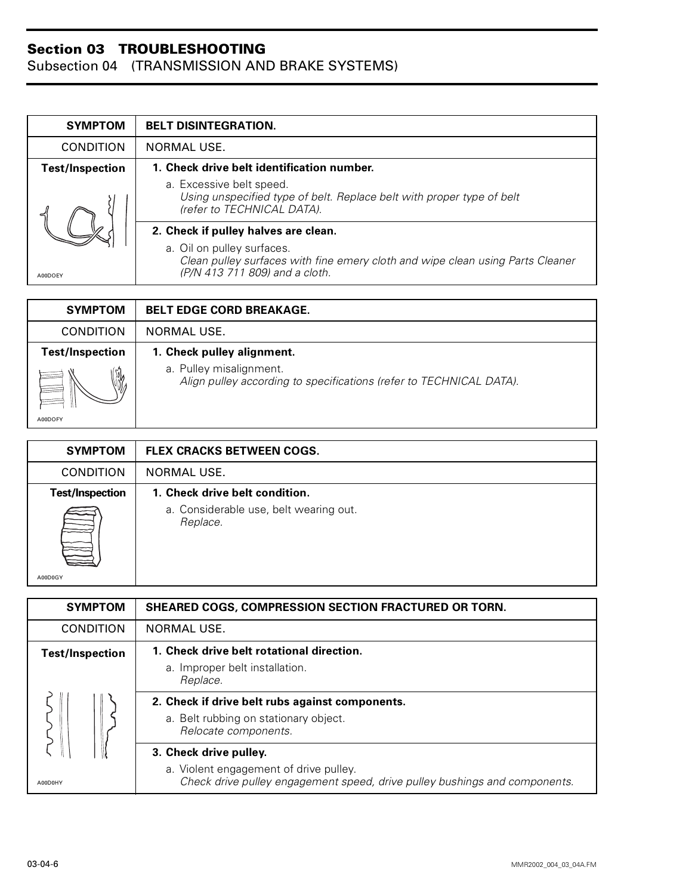## Section 03 TROUBLESHOOTING
### Subsection 04 (TRANSMISSION AND BRAKE SYSTEMS)

| SYMPTOM | BELT DISINTEGRATION. |
|---|---|
| CONDITION | NORMAL USE. |
| Test/Inspection | **1. Check drive belt identification number.**<br>a. Excessive belt speed.<br>*Using unspecified type of belt. Replace belt with proper type of belt (refer to TECHNICAL DATA).* |
| A00DOEY | **2. Check if pulley halves are clean.**<br>a. Oil on pulley surfaces.<br>*Clean pulley surfaces with fine emery cloth and wipe clean using Parts Cleaner (P/N 413 711 809) and a cloth.* |

| SYMPTOM | BELT EDGE CORD BREAKAGE. |
|---|---|
| CONDITION | NORMAL USE. |
| Test/Inspection<br>A00DOFY | **1. Check pulley alignment.**<br>a. Pulley misalignment.<br>*Align pulley according to specifications (refer to TECHNICAL DATA).* |

| SYMPTOM | FLEX CRACKS BETWEEN COGS. |
|---|---|
| CONDITION | NORMAL USE. |
| Test/Inspection<br>A00D0GY | **1. Check drive belt condition.**<br>a. Considerable use, belt wearing out.<br>*Replace.* |

| SYMPTOM | SHEARED COGS, COMPRESSION SECTION FRACTURED OR TORN. |
|---|---|
| CONDITION | NORMAL USE. |
| Test/Inspection | **1. Check drive belt rotational direction.**<br>a. Improper belt installation.<br>*Replace.* |
| | **2. Check if drive belt rubs against components.**<br>a. Belt rubbing on stationary object.<br>*Relocate components.* |
| A00D0HY | **3. Check drive pulley.**<br>a. Violent engagement of drive pulley.<br>*Check drive pulley engagement speed, drive pulley bushings and components.* |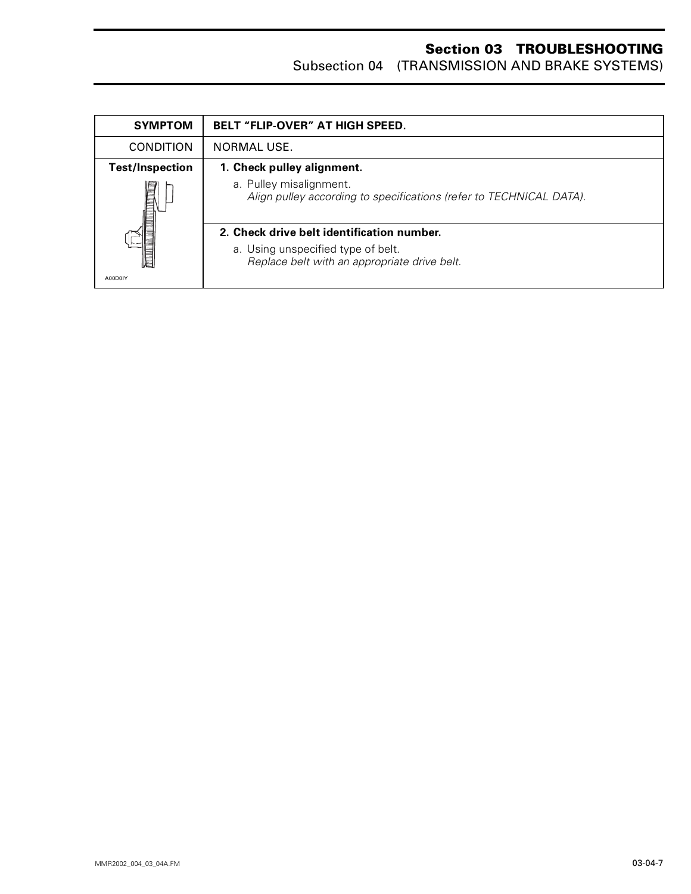| SYMPTOM | BELT "FLIP-OVER" AT HIGH SPEED. |
|---|---|
| CONDITION | NORMAL USE. |
| **Test/Inspection** | **1. Check pulley alignment.**<br>a. Pulley misalignment.<br>*Align pulley according to specifications (refer to TECHNICAL DATA).* |
| A00D0IY | **2. Check drive belt identification number.**<br>a. Using unspecified type of belt.<br>*Replace belt with an appropriate drive belt.* |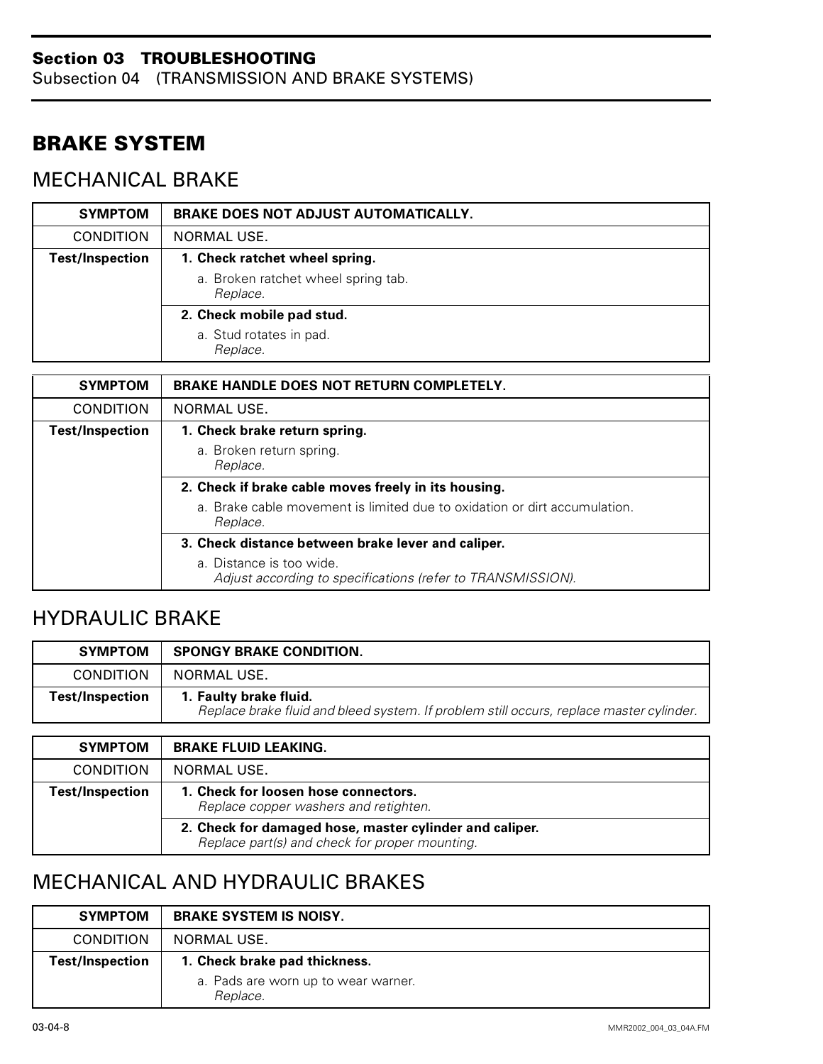## BRAKE SYSTEM

### MECHANICAL BRAKE

| SYMPTOM | BRAKE DOES NOT ADJUST AUTOMATICALLY. |
|---|---|
| CONDITION | NORMAL USE. |
| Test/Inspection | **1. Check ratchet wheel spring.**<br>a. Broken ratchet wheel spring tab.<br>*Replace.* |
| | **2. Check mobile pad stud.**<br>a. Stud rotates in pad.<br>*Replace.* |

| SYMPTOM | BRAKE HANDLE DOES NOT RETURN COMPLETELY. |
|---|---|
| CONDITION | NORMAL USE. |
| Test/Inspection | **1. Check brake return spring.**<br>a. Broken return spring.<br>*Replace.* |
| | **2. Check if brake cable moves freely in its housing.**<br>a. Brake cable movement is limited due to oxidation or dirt accumulation.<br>*Replace.* |
| | **3. Check distance between brake lever and caliper.**<br>a. Distance is too wide.<br>*Adjust according to specifications (refer to TRANSMISSION).* |

### HYDRAULIC BRAKE

| SYMPTOM | SPONGY BRAKE CONDITION. |
|---|---|
| CONDITION | NORMAL USE. |
| Test/Inspection | **1. Faulty brake fluid.**<br>*Replace brake fluid and bleed system. If problem still occurs, replace master cylinder.* |

| SYMPTOM | BRAKE FLUID LEAKING. |
|---|---|
| CONDITION | NORMAL USE. |
| Test/Inspection | **1. Check for loosen hose connectors.**<br>*Replace copper washers and retighten.* |
| | **2. Check for damaged hose, master cylinder and caliper.**<br>*Replace part(s) and check for proper mounting.* |

### MECHANICAL AND HYDRAULIC BRAKES

| SYMPTOM | BRAKE SYSTEM IS NOISY. |
|---|---|
| CONDITION | NORMAL USE. |
| Test/Inspection | **1. Check brake pad thickness.**<br>a. Pads are worn up to wear warner.<br>*Replace.* |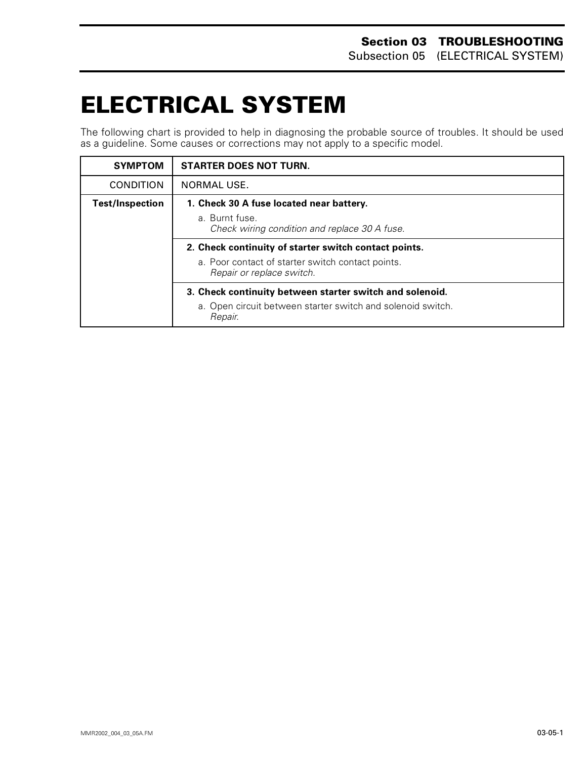# ELECTRICAL SYSTEM

The following chart is provided to help in diagnosing the probable source of troubles. It should be used as a guideline. Some causes or corrections may not apply to a specific model.

| **SYMPTOM** | **STARTER DOES NOT TURN.** |
|---|---|
| CONDITION | NORMAL USE. |
| **Test/Inspection** | **1. Check 30 A fuse located near battery.**<br>a. Burnt fuse.<br>*Check wiring condition and replace 30 A fuse.* |
| | **2. Check continuity of starter switch contact points.**<br>a. Poor contact of starter switch contact points.<br>*Repair or replace switch.* |
| | **3. Check continuity between starter switch and solenoid.**<br>a. Open circuit between starter switch and solenoid switch.<br>*Repair.* |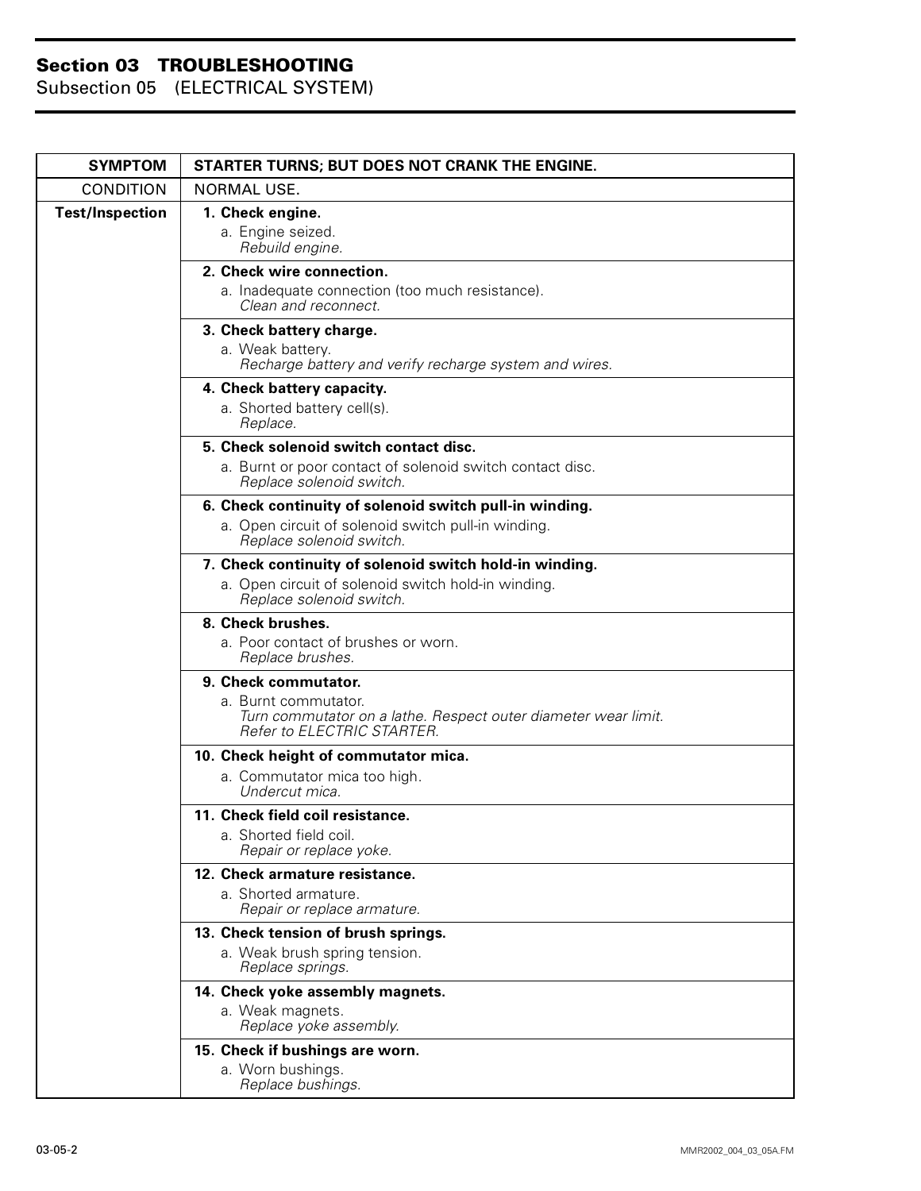| SYMPTOM | STARTER TURNS; BUT DOES NOT CRANK THE ENGINE. |
|---|---|
| CONDITION | NORMAL USE. |
| **Test/Inspection** | **1. Check engine.**<br>a. Engine seized.<br>*Rebuild engine.* |
| | **2. Check wire connection.**<br>a. Inadequate connection (too much resistance).<br>*Clean and reconnect.* |
| | **3. Check battery charge.**<br>a. Weak battery.<br>*Recharge battery and verify recharge system and wires.* |
| | **4. Check battery capacity.**<br>a. Shorted battery cell(s).<br>*Replace.* |
| | **5. Check solenoid switch contact disc.**<br>a. Burnt or poor contact of solenoid switch contact disc.<br>*Replace solenoid switch.* |
| | **6. Check continuity of solenoid switch pull-in winding.**<br>a. Open circuit of solenoid switch pull-in winding.<br>*Replace solenoid switch.* |
| | **7. Check continuity of solenoid switch hold-in winding.**<br>a. Open circuit of solenoid switch hold-in winding.<br>*Replace solenoid switch.* |
| | **8. Check brushes.**<br>a. Poor contact of brushes or worn.<br>*Replace brushes.* |
| | **9. Check commutator.**<br>a. Burnt commutator.<br>*Turn commutator on a lathe. Respect outer diameter wear limit. Refer to ELECTRIC STARTER.* |
| | **10. Check height of commutator mica.**<br>a. Commutator mica too high.<br>*Undercut mica.* |
| | **11. Check field coil resistance.**<br>a. Shorted field coil.<br>*Repair or replace yoke.* |
| | **12. Check armature resistance.**<br>a. Shorted armature.<br>*Repair or replace armature.* |
| | **13. Check tension of brush springs.**<br>a. Weak brush spring tension.<br>*Replace springs.* |
| | **14. Check yoke assembly magnets.**<br>a. Weak magnets.<br>*Replace yoke assembly.* |
| | **15. Check if bushings are worn.**<br>a. Worn bushings.<br>*Replace bushings.* |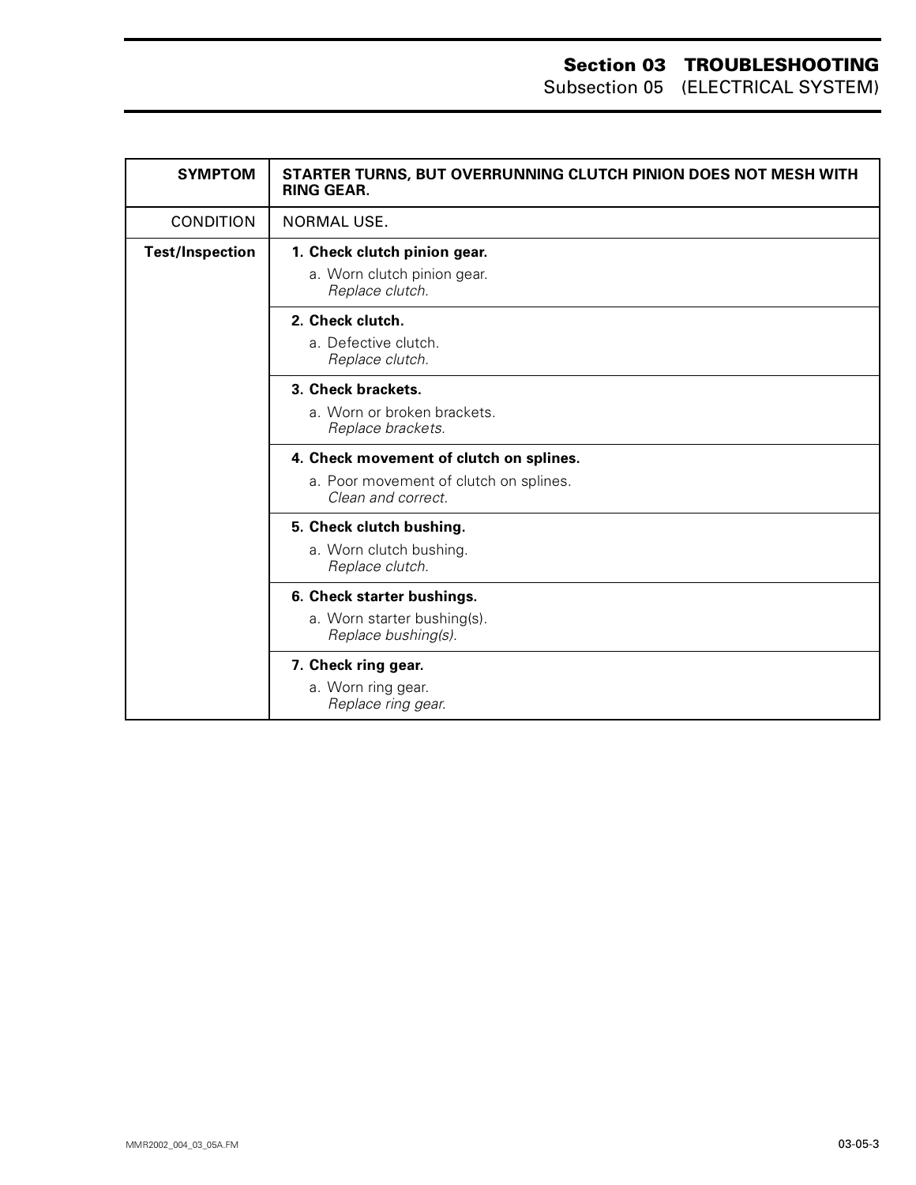| SYMPTOM | STARTER TURNS, BUT OVERRUNNING CLUTCH PINION DOES NOT MESH WITH RING GEAR. |
|---|---|
| CONDITION | NORMAL USE. |
| **Test/Inspection** | **1. Check clutch pinion gear.**<br>a. Worn clutch pinion gear.<br>*Replace clutch.* |
| | **2. Check clutch.**<br>a. Defective clutch.<br>*Replace clutch.* |
| | **3. Check brackets.**<br>a. Worn or broken brackets.<br>*Replace brackets.* |
| | **4. Check movement of clutch on splines.**<br>a. Poor movement of clutch on splines.<br>*Clean and correct.* |
| | **5. Check clutch bushing.**<br>a. Worn clutch bushing.<br>*Replace clutch.* |
| | **6. Check starter bushings.**<br>a. Worn starter bushing(s).<br>*Replace bushing(s).* |
| | **7. Check ring gear.**<br>a. Worn ring gear.<br>*Replace ring gear.* |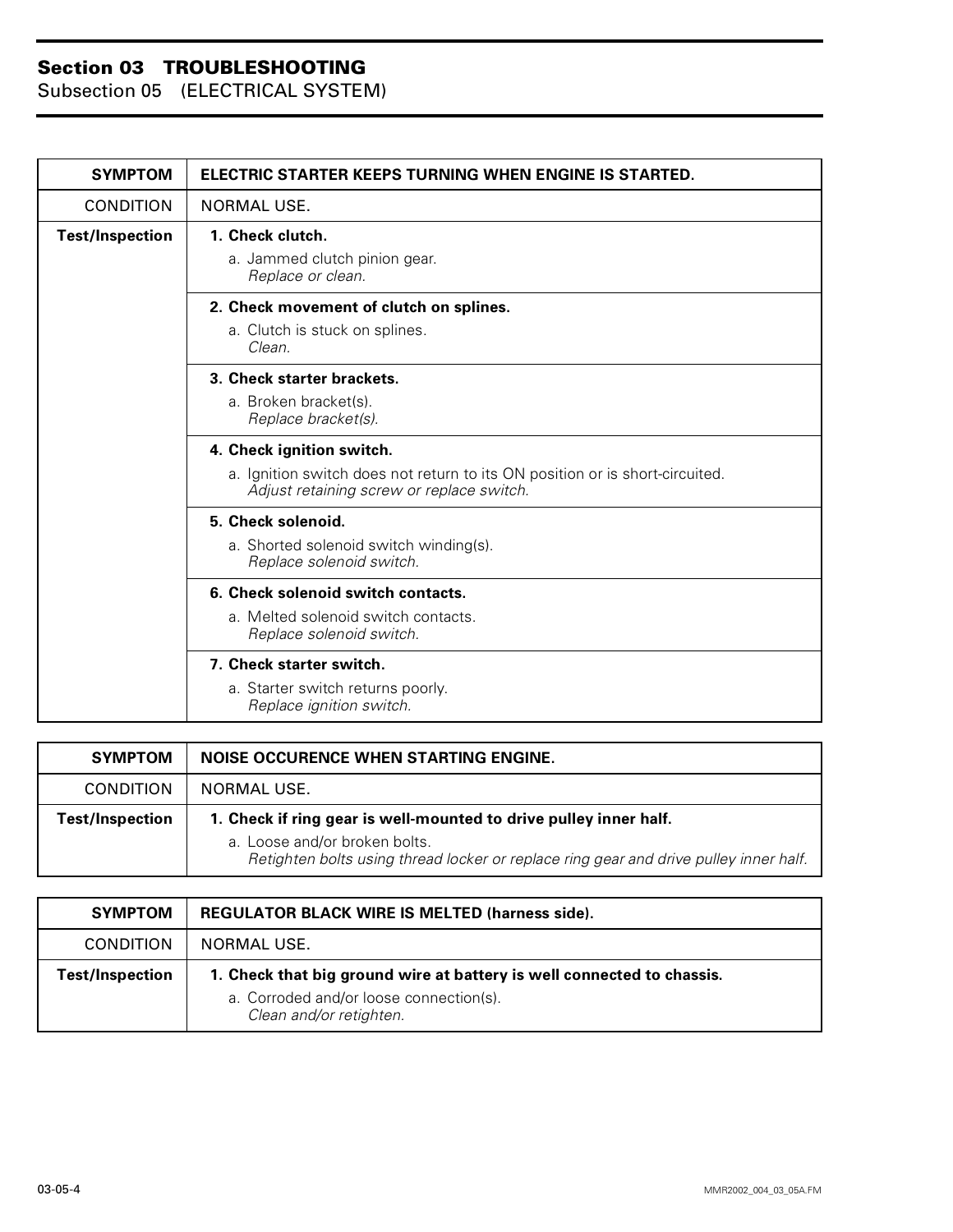## Section 03 TROUBLESHOOTING
Subsection 05 (ELECTRICAL SYSTEM)

| SYMPTOM | ELECTRIC STARTER KEEPS TURNING WHEN ENGINE IS STARTED. |
|---|---|
| CONDITION | NORMAL USE. |
| Test/Inspection | **1. Check clutch.**<br>a. Jammed clutch pinion gear.<br>*Replace or clean.* |
| | **2. Check movement of clutch on splines.**<br>a. Clutch is stuck on splines.<br>*Clean.* |
| | **3. Check starter brackets.**<br>a. Broken bracket(s).<br>*Replace bracket(s).* |
| | **4. Check ignition switch.**<br>a. Ignition switch does not return to its ON position or is short-circuited.<br>*Adjust retaining screw or replace switch.* |
| | **5. Check solenoid.**<br>a. Shorted solenoid switch winding(s).<br>*Replace solenoid switch.* |
| | **6. Check solenoid switch contacts.**<br>a. Melted solenoid switch contacts.<br>*Replace solenoid switch.* |
| | **7. Check starter switch.**<br>a. Starter switch returns poorly.<br>*Replace ignition switch.* |

| SYMPTOM | NOISE OCCURENCE WHEN STARTING ENGINE. |
|---|---|
| CONDITION | NORMAL USE. |
| Test/Inspection | **1. Check if ring gear is well-mounted to drive pulley inner half.**<br>a. Loose and/or broken bolts.<br>*Retighten bolts using thread locker or replace ring gear and drive pulley inner half.* |

| SYMPTOM | REGULATOR BLACK WIRE IS MELTED (harness side). |
|---|---|
| CONDITION | NORMAL USE. |
| Test/Inspection | **1. Check that big ground wire at battery is well connected to chassis.**<br>a. Corroded and/or loose connection(s).<br>*Clean and/or retighten.* |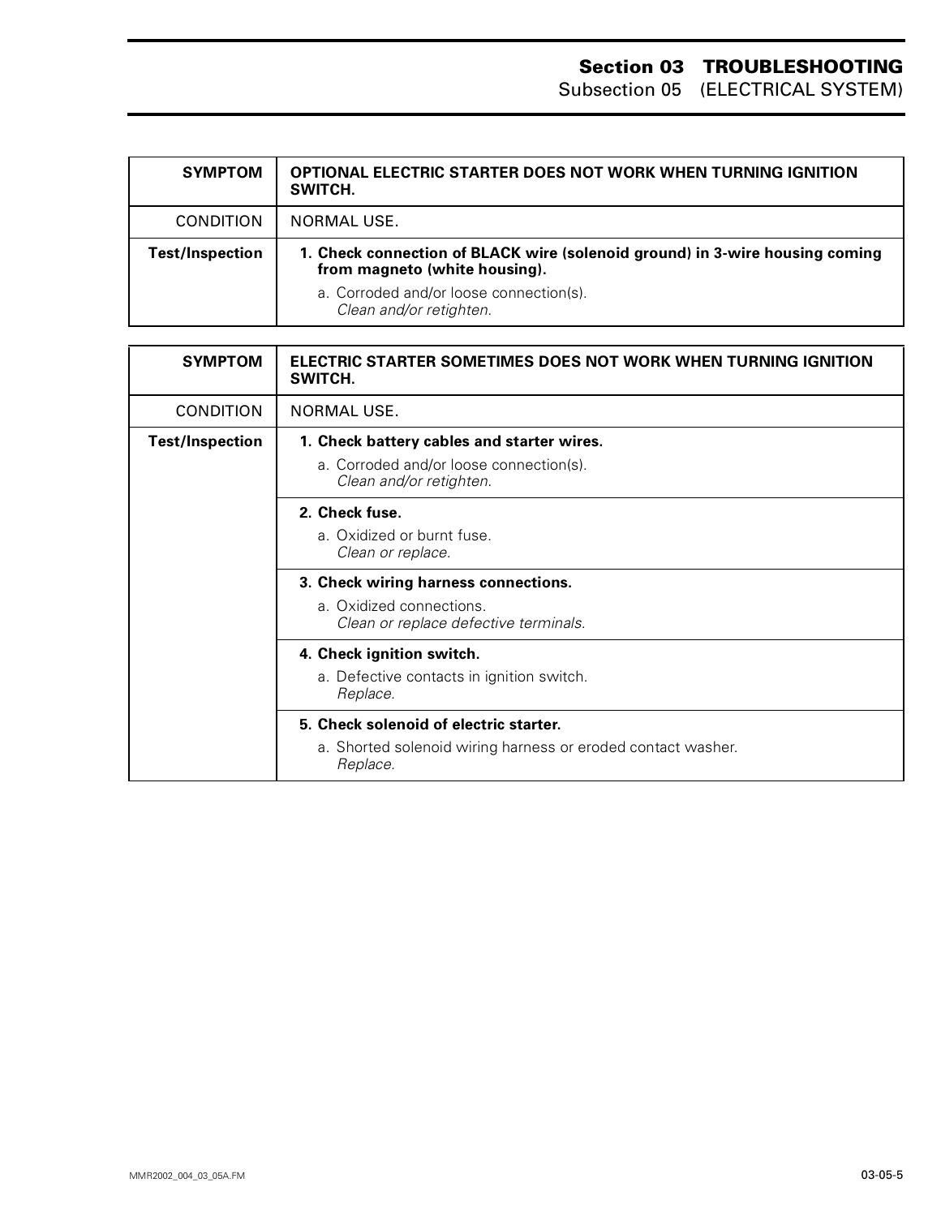| SYMPTOM | OPTIONAL ELECTRIC STARTER DOES NOT WORK WHEN TURNING IGNITION SWITCH. |
|---|---|
| CONDITION | NORMAL USE. |
| **Test/Inspection** | **1. Check connection of BLACK wire (solenoid ground) in 3-wire housing coming from magneto (white housing).**<br>a. Corroded and/or loose connection(s).<br>*Clean and/or retighten.* |

| SYMPTOM | ELECTRIC STARTER SOMETIMES DOES NOT WORK WHEN TURNING IGNITION SWITCH. |
|---|---|
| CONDITION | NORMAL USE. |
| **Test/Inspection** | **1. Check battery cables and starter wires.**<br>a. Corroded and/or loose connection(s).<br>*Clean and/or retighten.* |
| | **2. Check fuse.**<br>a. Oxidized or burnt fuse.<br>*Clean or replace.* |
| | **3. Check wiring harness connections.**<br>a. Oxidized connections.<br>*Clean or replace defective terminals.* |
| | **4. Check ignition switch.**<br>a. Defective contacts in ignition switch.<br>*Replace.* |
| | **5. Check solenoid of electric starter.**<br>a. Shorted solenoid wiring harness or eroded contact washer.<br>*Replace.* |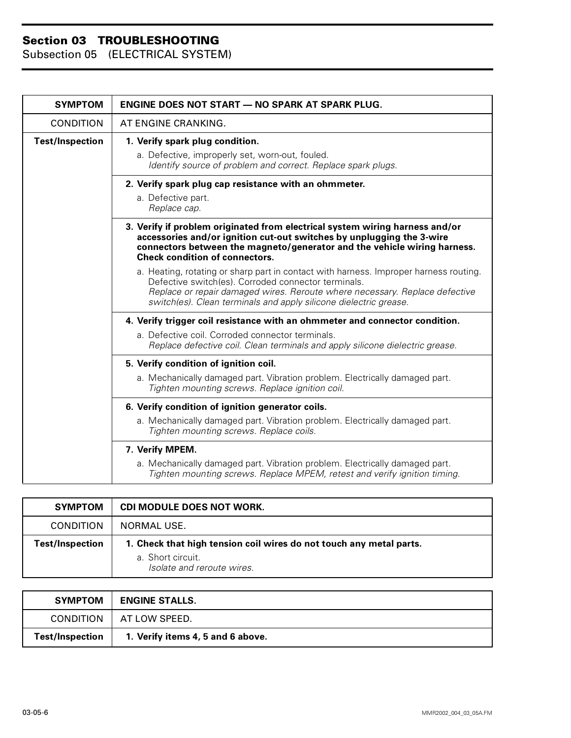## Section 03 TROUBLESHOOTING
Subsection 05 (ELECTRICAL SYSTEM)

| SYMPTOM | ENGINE DOES NOT START — NO SPARK AT SPARK PLUG. |
|---|---|
| CONDITION | AT ENGINE CRANKING. |
| **Test/Inspection** | **1. Verify spark plug condition.**<br>a. Defective, improperly set, worn-out, fouled.<br>*Identify source of problem and correct. Replace spark plugs.* |
| | **2. Verify spark plug cap resistance with an ohmmeter.**<br>a. Defective part.<br>*Replace cap.* |
| | **3. Verify if problem originated from electrical system wiring harness and/or accessories and/or ignition cut-out switches by unplugging the 3-wire connectors between the magneto/generator and the vehicle wiring harness. Check condition of connectors.**<br>a. Heating, rotating or sharp part in contact with harness. Improper harness routing. Defective switch(es). Corroded connector terminals.<br>*Replace or repair damaged wires. Reroute where necessary. Replace defective switch(es). Clean terminals and apply silicone dielectric grease.* |
| | **4. Verify trigger coil resistance with an ohmmeter and connector condition.**<br>a. Defective coil. Corroded connector terminals.<br>*Replace defective coil. Clean terminals and apply silicone dielectric grease.* |
| | **5. Verify condition of ignition coil.**<br>a. Mechanically damaged part. Vibration problem. Electrically damaged part.<br>*Tighten mounting screws. Replace ignition coil.* |
| | **6. Verify condition of ignition generator coils.**<br>a. Mechanically damaged part. Vibration problem. Electrically damaged part.<br>*Tighten mounting screws. Replace coils.* |
| | **7. Verify MPEM.**<br>a. Mechanically damaged part. Vibration problem. Electrically damaged part.<br>*Tighten mounting screws. Replace MPEM, retest and verify ignition timing.* |

| SYMPTOM | CDI MODULE DOES NOT WORK. |
|---|---|
| CONDITION | NORMAL USE. |
| **Test/Inspection** | **1. Check that high tension coil wires do not touch any metal parts.**<br>a. Short circuit.<br>*Isolate and reroute wires.* |

| SYMPTOM | ENGINE STALLS. |
|---|---|
| CONDITION | AT LOW SPEED. |
| **Test/Inspection** | **1. Verify items 4, 5 and 6 above.** |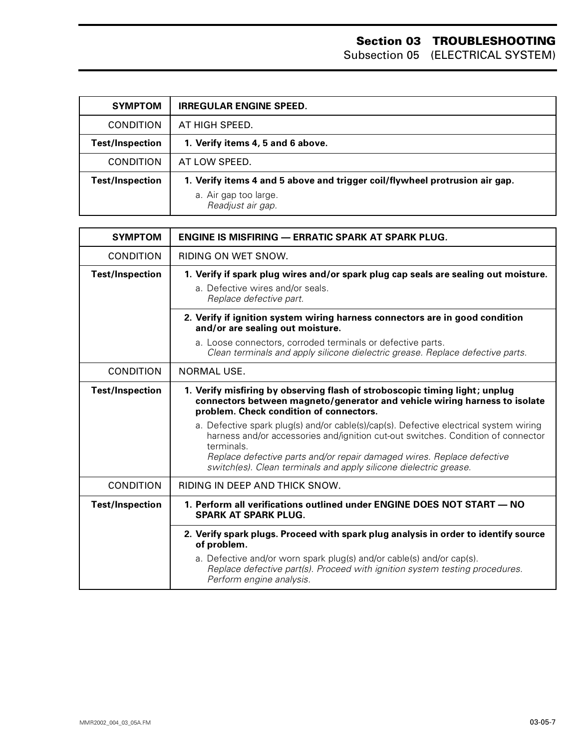| SYMPTOM | IRREGULAR ENGINE SPEED. |
| --- | --- |
| CONDITION | AT HIGH SPEED. |
| **Test/Inspection** | **1. Verify items 4, 5 and 6 above.** |
| CONDITION | AT LOW SPEED. |
| **Test/Inspection** | **1. Verify items 4 and 5 above and trigger coil/flywheel protrusion air gap.**<br>a. Air gap too large.<br>*Readjust air gap.* |

| SYMPTOM | ENGINE IS MISFIRING — ERRATIC SPARK AT SPARK PLUG. |
| --- | --- |
| CONDITION | RIDING ON WET SNOW. |
| **Test/Inspection** | **1. Verify if spark plug wires and/or spark plug cap seals are sealing out moisture.**<br>a. Defective wires and/or seals.<br>*Replace defective part.* |
| | **2. Verify if ignition system wiring harness connectors are in good condition and/or are sealing out moisture.**<br>a. Loose connectors, corroded terminals or defective parts.<br>*Clean terminals and apply silicone dielectric grease. Replace defective parts.* |
| CONDITION | NORMAL USE. |
| **Test/Inspection** | **1. Verify misfiring by observing flash of stroboscopic timing light; unplug connectors between magneto/generator and vehicle wiring harness to isolate problem. Check condition of connectors.**<br>a. Defective spark plug(s) and/or cable(s)/cap(s). Defective electrical system wiring harness and/or accessories and/ignition cut-out switches. Condition of connector terminals.<br>*Replace defective parts and/or repair damaged wires. Replace defective switch(es). Clean terminals and apply silicone dielectric grease.* |
| CONDITION | RIDING IN DEEP AND THICK SNOW. |
| **Test/Inspection** | **1. Perform all verifications outlined under ENGINE DOES NOT START — NO SPARK AT SPARK PLUG.** |
| | **2. Verify spark plugs. Proceed with spark plug analysis in order to identify source of problem.**<br>a. Defective and/or worn spark plug(s) and/or cable(s) and/or cap(s).<br>*Replace defective part(s). Proceed with ignition system testing procedures. Perform engine analysis.* |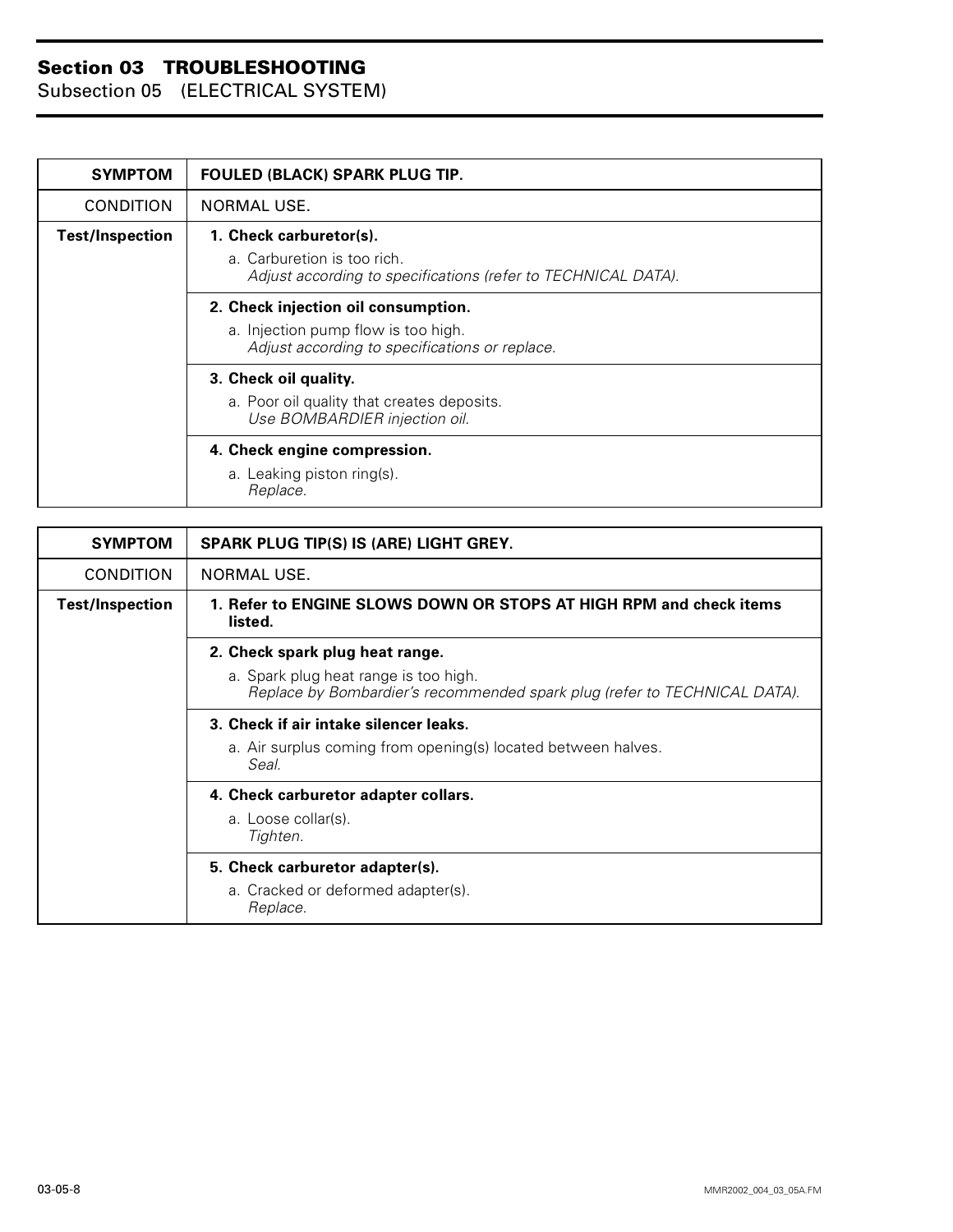## Section 03 TROUBLESHOOTING

Subsection 05 (ELECTRICAL SYSTEM)

| SYMPTOM | FOULED (BLACK) SPARK PLUG TIP. |
|---|---|
| CONDITION | NORMAL USE. |
| **Test/Inspection** | **1. Check carburetor(s).**<br>a. Carburetion is too rich.<br>*Adjust according to specifications (refer to TECHNICAL DATA).* |
| | **2. Check injection oil consumption.**<br>a. Injection pump flow is too high.<br>*Adjust according to specifications or replace.* |
| | **3. Check oil quality.**<br>a. Poor oil quality that creates deposits.<br>*Use BOMBARDIER injection oil.* |
| | **4. Check engine compression.**<br>a. Leaking piston ring(s).<br>*Replace.* |

| SYMPTOM | SPARK PLUG TIP(S) IS (ARE) LIGHT GREY. |
|---|---|
| CONDITION | NORMAL USE. |
| **Test/Inspection** | **1. Refer to ENGINE SLOWS DOWN OR STOPS AT HIGH RPM and check items listed.** |
| | **2. Check spark plug heat range.**<br>a. Spark plug heat range is too high.<br>*Replace by Bombardier's recommended spark plug (refer to TECHNICAL DATA).* |
| | **3. Check if air intake silencer leaks.**<br>a. Air surplus coming from opening(s) located between halves.<br>*Seal.* |
| | **4. Check carburetor adapter collars.**<br>a. Loose collar(s).<br>*Tighten.* |
| | **5. Check carburetor adapter(s).**<br>a. Cracked or deformed adapter(s).<br>*Replace.* |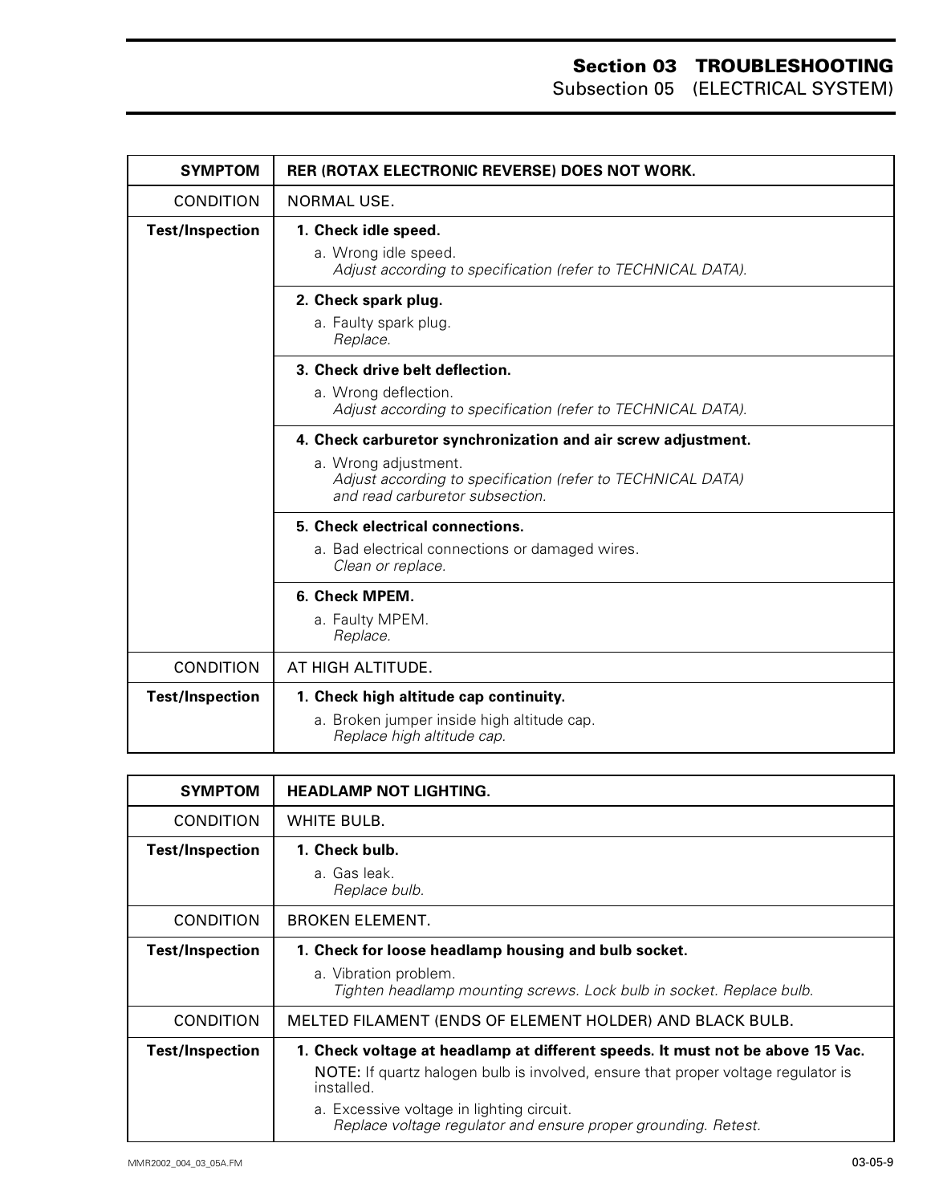| SYMPTOM | RER (ROTAX ELECTRONIC REVERSE) DOES NOT WORK. |
|---|---|
| CONDITION | NORMAL USE. |
| **Test/Inspection** | **1. Check idle speed.**<br>a. Wrong idle speed.<br>*Adjust according to specification (refer to TECHNICAL DATA).* |
| | **2. Check spark plug.**<br>a. Faulty spark plug.<br>*Replace.* |
| | **3. Check drive belt deflection.**<br>a. Wrong deflection.<br>*Adjust according to specification (refer to TECHNICAL DATA).* |
| | **4. Check carburetor synchronization and air screw adjustment.**<br>a. Wrong adjustment.<br>*Adjust according to specification (refer to TECHNICAL DATA) and read carburetor subsection.* |
| | **5. Check electrical connections.**<br>a. Bad electrical connections or damaged wires.<br>*Clean or replace.* |
| | **6. Check MPEM.**<br>a. Faulty MPEM.<br>*Replace.* |
| CONDITION | AT HIGH ALTITUDE. |
| **Test/Inspection** | **1. Check high altitude cap continuity.**<br>a. Broken jumper inside high altitude cap.<br>*Replace high altitude cap.* |

| SYMPTOM | HEADLAMP NOT LIGHTING. |
|---|---|
| CONDITION | WHITE BULB. |
| **Test/Inspection** | **1. Check bulb.**<br>a. Gas leak.<br>*Replace bulb.* |
| CONDITION | BROKEN ELEMENT. |
| **Test/Inspection** | **1. Check for loose headlamp housing and bulb socket.**<br>a. Vibration problem.<br>*Tighten headlamp mounting screws. Lock bulb in socket. Replace bulb.* |
| CONDITION | MELTED FILAMENT (ENDS OF ELEMENT HOLDER) AND BLACK BULB. |
| **Test/Inspection** | **1. Check voltage at headlamp at different speeds. It must not be above 15 Vac.**<br>NOTE: If quartz halogen bulb is involved, ensure that proper voltage regulator is installed.<br>a. Excessive voltage in lighting circuit.<br>*Replace voltage regulator and ensure proper grounding. Retest.* |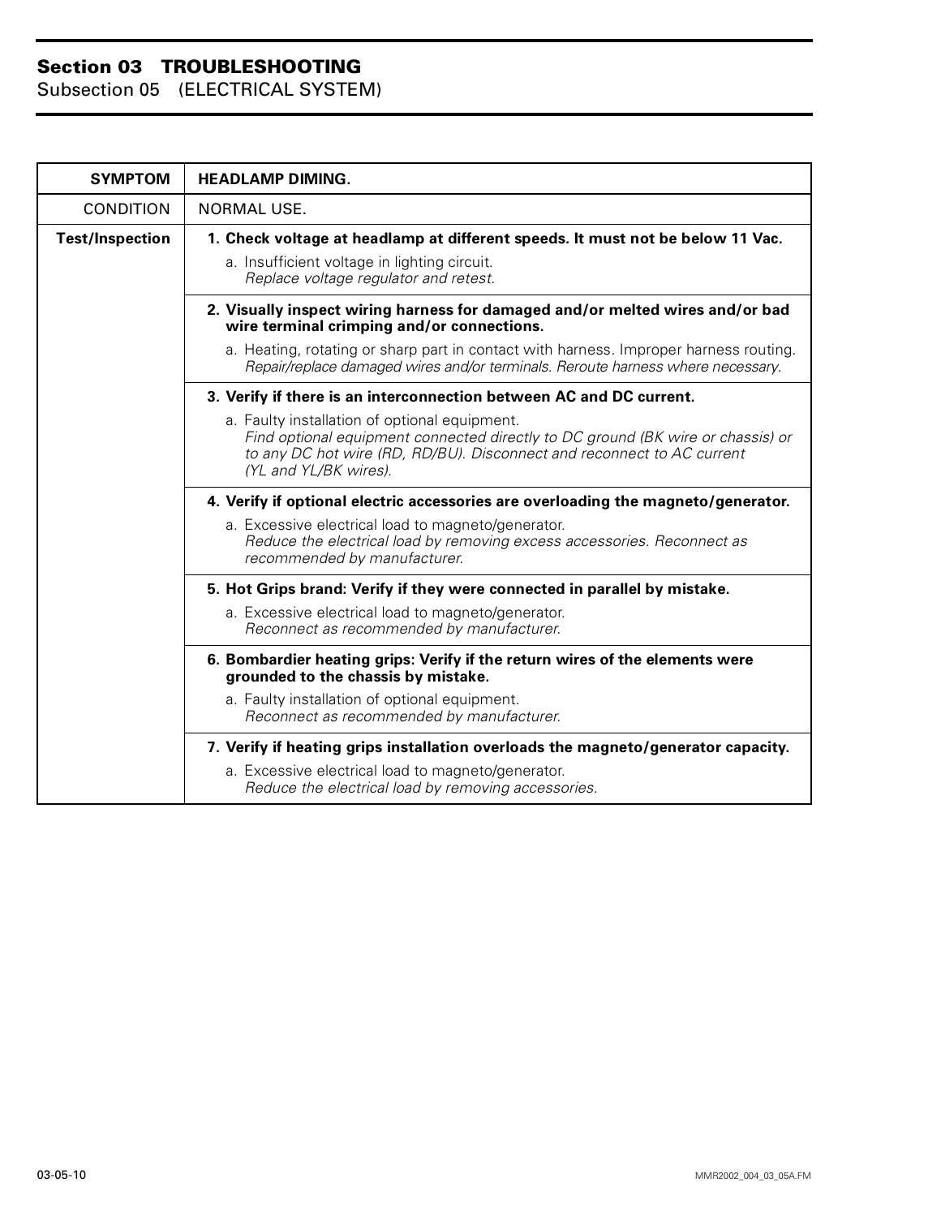## Section 03 TROUBLESHOOTING

Subsection 05 (ELECTRICAL SYSTEM)

| SYMPTOM | HEADLAMP DIMING. |
|---|---|
| CONDITION | NORMAL USE. |
| Test/Inspection | **1. Check voltage at headlamp at different speeds. It must not be below 11 Vac.**<br>a. Insufficient voltage in lighting circuit.<br>*Replace voltage regulator and retest.* |
| | **2. Visually inspect wiring harness for damaged and/or melted wires and/or bad wire terminal crimping and/or connections.**<br>a. Heating, rotating or sharp part in contact with harness. Improper harness routing.<br>*Repair/replace damaged wires and/or terminals. Reroute harness where necessary.* |
| | **3. Verify if there is an interconnection between AC and DC current.**<br>a. Faulty installation of optional equipment.<br>*Find optional equipment connected directly to DC ground (BK wire or chassis) or to any DC hot wire (RD, RD/BU). Disconnect and reconnect to AC current (YL and YL/BK wires).* |
| | **4. Verify if optional electric accessories are overloading the magneto/generator.**<br>a. Excessive electrical load to magneto/generator.<br>*Reduce the electrical load by removing excess accessories. Reconnect as recommended by manufacturer.* |
| | **5. Hot Grips brand: Verify if they were connected in parallel by mistake.**<br>a. Excessive electrical load to magneto/generator.<br>*Reconnect as recommended by manufacturer.* |
| | **6. Bombardier heating grips: Verify if the return wires of the elements were grounded to the chassis by mistake.**<br>a. Faulty installation of optional equipment.<br>*Reconnect as recommended by manufacturer.* |
| | **7. Verify if heating grips installation overloads the magneto/generator capacity.**<br>a. Excessive electrical load to magneto/generator.<br>*Reduce the electrical load by removing accessories.* |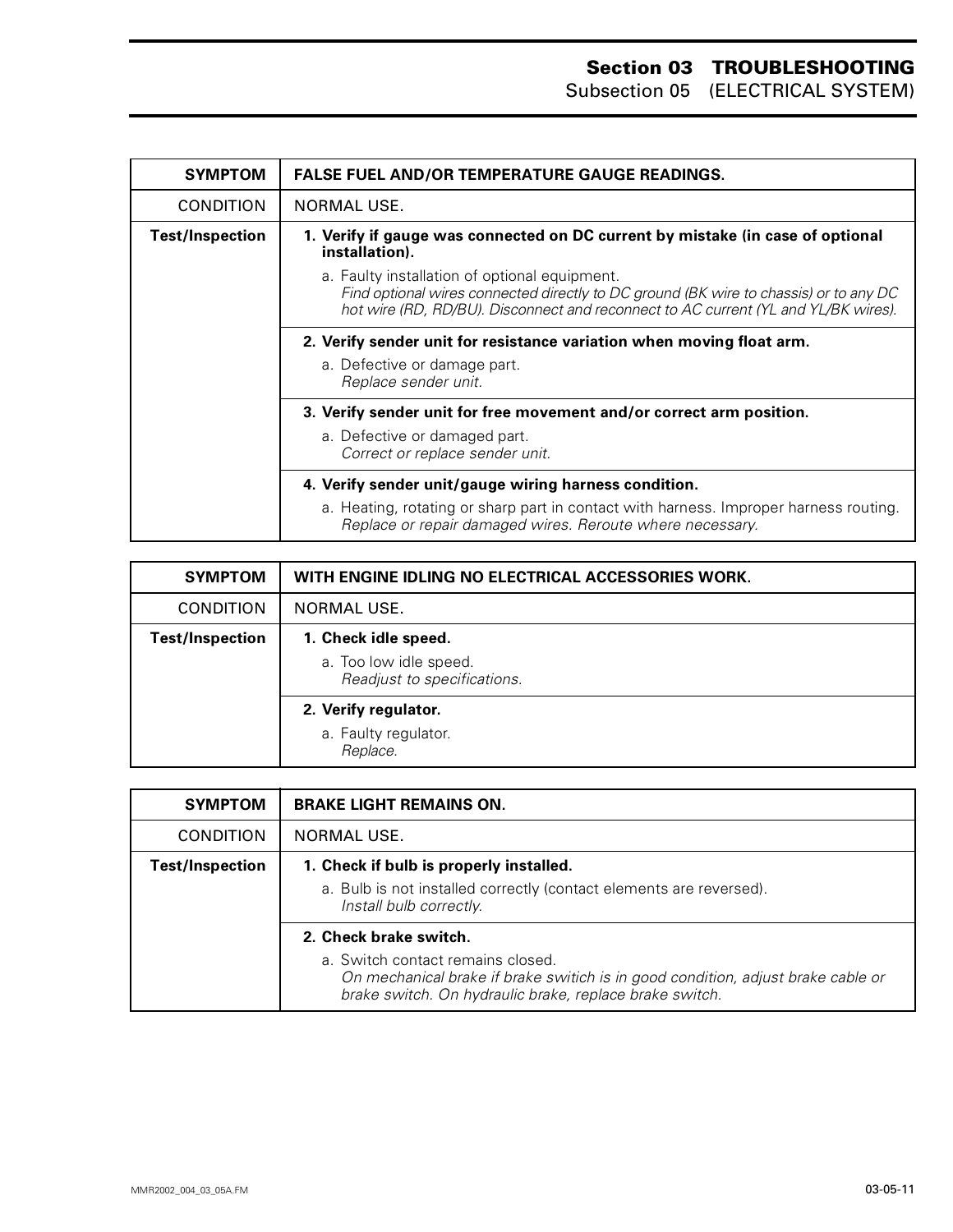| SYMPTOM | FALSE FUEL AND/OR TEMPERATURE GAUGE READINGS. |
|---|---|
| CONDITION | NORMAL USE. |
| **Test/Inspection** | **1. Verify if gauge was connected on DC current by mistake (in case of optional installation).**<br>a. Faulty installation of optional equipment.<br>*Find optional wires connected directly to DC ground (BK wire to chassis) or to any DC hot wire (RD, RD/BU). Disconnect and reconnect to AC current (YL and YL/BK wires).* |
| | **2. Verify sender unit for resistance variation when moving float arm.**<br>a. Defective or damage part.<br>*Replace sender unit.* |
| | **3. Verify sender unit for free movement and/or correct arm position.**<br>a. Defective or damaged part.<br>*Correct or replace sender unit.* |
| | **4. Verify sender unit/gauge wiring harness condition.**<br>a. Heating, rotating or sharp part in contact with harness. Improper harness routing.<br>*Replace or repair damaged wires. Reroute where necessary.* |

| SYMPTOM | WITH ENGINE IDLING NO ELECTRICAL ACCESSORIES WORK. |
|---|---|
| CONDITION | NORMAL USE. |
| **Test/Inspection** | **1. Check idle speed.**<br>a. Too low idle speed.<br>*Readjust to specifications.* |
| | **2. Verify regulator.**<br>a. Faulty regulator.<br>*Replace.* |

| SYMPTOM | BRAKE LIGHT REMAINS ON. |
|---|---|
| CONDITION | NORMAL USE. |
| **Test/Inspection** | **1. Check if bulb is properly installed.**<br>a. Bulb is not installed correctly (contact elements are reversed).<br>*Install bulb correctly.* |
| | **2. Check brake switch.**<br>a. Switch contact remains closed.<br>*On mechanical brake if brake switch is in good condition, adjust brake cable or brake switch. On hydraulic brake, replace brake switch.* |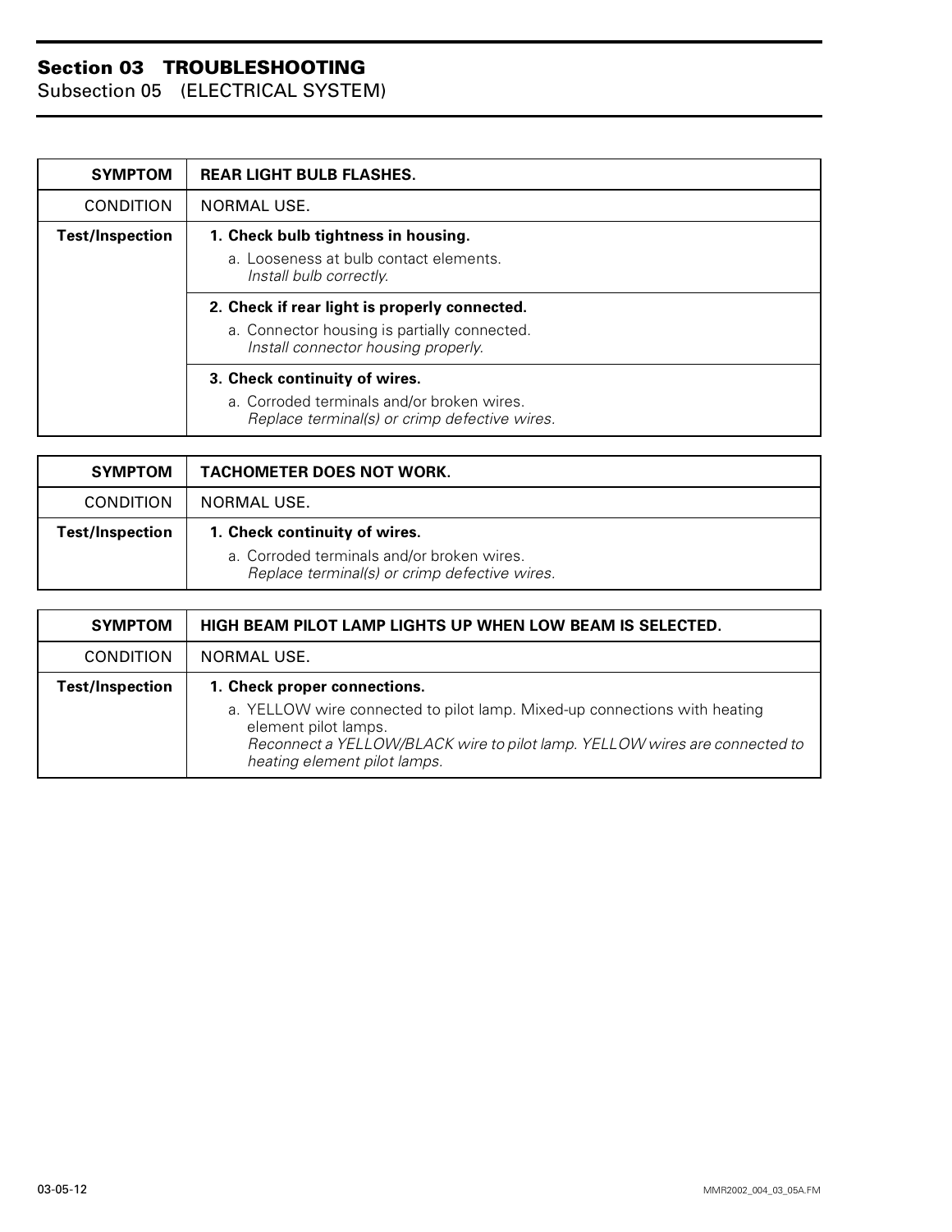## Section 03 TROUBLESHOOTING

Subsection 05 (ELECTRICAL SYSTEM)

| SYMPTOM | REAR LIGHT BULB FLASHES. |
|---|---|
| CONDITION | NORMAL USE. |
| **Test/Inspection** | **1. Check bulb tightness in housing.**<br>a. Looseness at bulb contact elements.<br>*Install bulb correctly.* |
| | **2. Check if rear light is properly connected.**<br>a. Connector housing is partially connected.<br>*Install connector housing properly.* |
| | **3. Check continuity of wires.**<br>a. Corroded terminals and/or broken wires.<br>*Replace terminal(s) or crimp defective wires.* |

| SYMPTOM | TACHOMETER DOES NOT WORK. |
|---|---|
| CONDITION | NORMAL USE. |
| **Test/Inspection** | **1. Check continuity of wires.**<br>a. Corroded terminals and/or broken wires.<br>*Replace terminal(s) or crimp defective wires.* |

| SYMPTOM | HIGH BEAM PILOT LAMP LIGHTS UP WHEN LOW BEAM IS SELECTED. |
|---|---|
| CONDITION | NORMAL USE. |
| **Test/Inspection** | **1. Check proper connections.**<br>a. YELLOW wire connected to pilot lamp. Mixed-up connections with heating element pilot lamps.<br>*Reconnect a YELLOW/BLACK wire to pilot lamp. YELLOW wires are connected to heating element pilot lamps.* |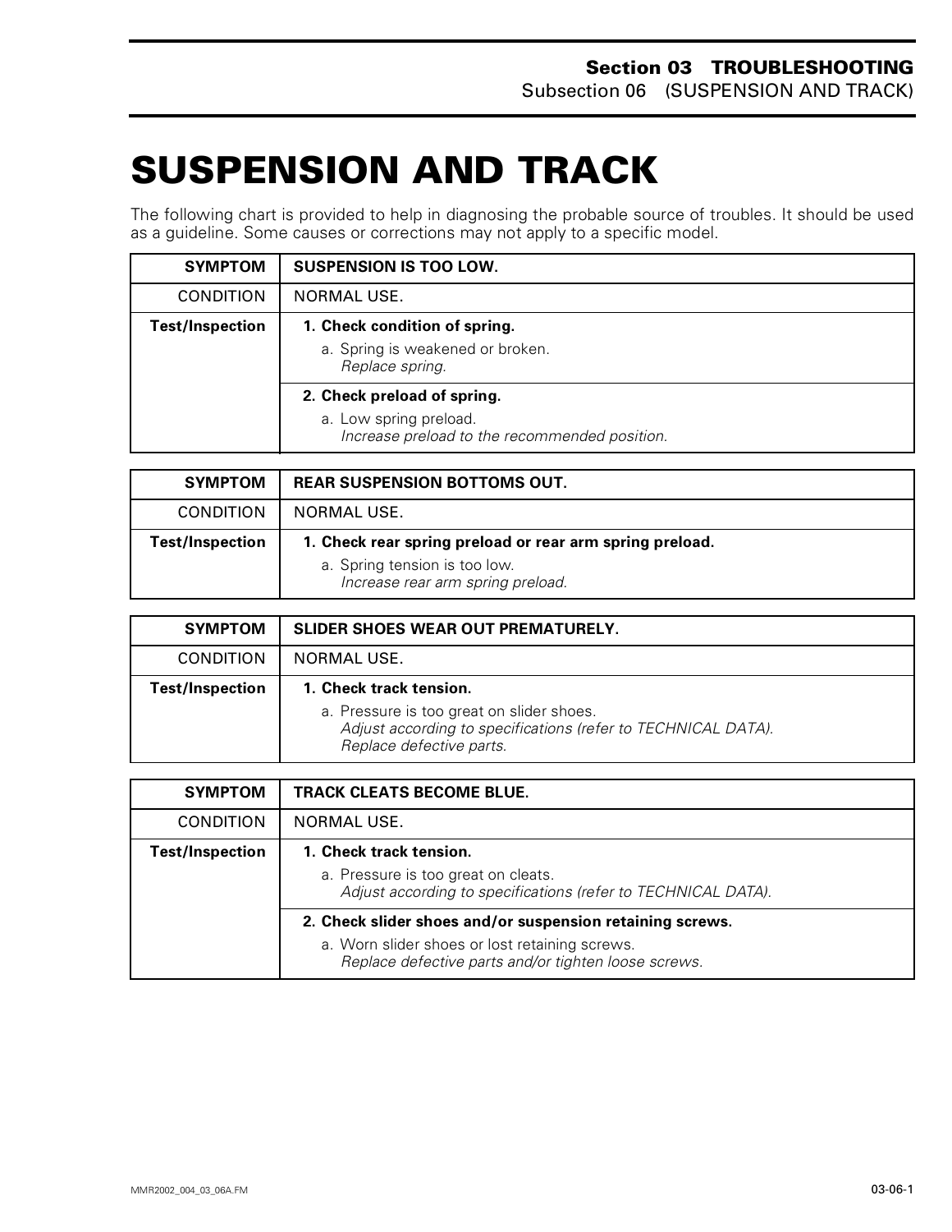# SUSPENSION AND TRACK

The following chart is provided to help in diagnosing the probable source of troubles. It should be used as a guideline. Some causes or corrections may not apply to a specific model.

| SYMPTOM | SUSPENSION IS TOO LOW. |
|---|---|
| CONDITION | NORMAL USE. |
| **Test/Inspection** | **1. Check condition of spring.**<br>a. Spring is weakened or broken.<br>*Replace spring.* |
| | **2. Check preload of spring.**<br>a. Low spring preload.<br>*Increase preload to the recommended position.* |

| SYMPTOM | REAR SUSPENSION BOTTOMS OUT. |
|---|---|
| CONDITION | NORMAL USE. |
| **Test/Inspection** | **1. Check rear spring preload or rear arm spring preload.**<br>a. Spring tension is too low.<br>*Increase rear arm spring preload.* |

| SYMPTOM | SLIDER SHOES WEAR OUT PREMATURELY. |
|---|---|
| CONDITION | NORMAL USE. |
| **Test/Inspection** | **1. Check track tension.**<br>a. Pressure is too great on slider shoes.<br>*Adjust according to specifications (refer to TECHNICAL DATA).*<br>*Replace defective parts.* |

| SYMPTOM | TRACK CLEATS BECOME BLUE. |
|---|---|
| CONDITION | NORMAL USE. |
| **Test/Inspection** | **1. Check track tension.**<br>a. Pressure is too great on cleats.<br>*Adjust according to specifications (refer to TECHNICAL DATA).* |
| | **2. Check slider shoes and/or suspension retaining screws.**<br>a. Worn slider shoes or lost retaining screws.<br>*Replace defective parts and/or tighten loose screws.* |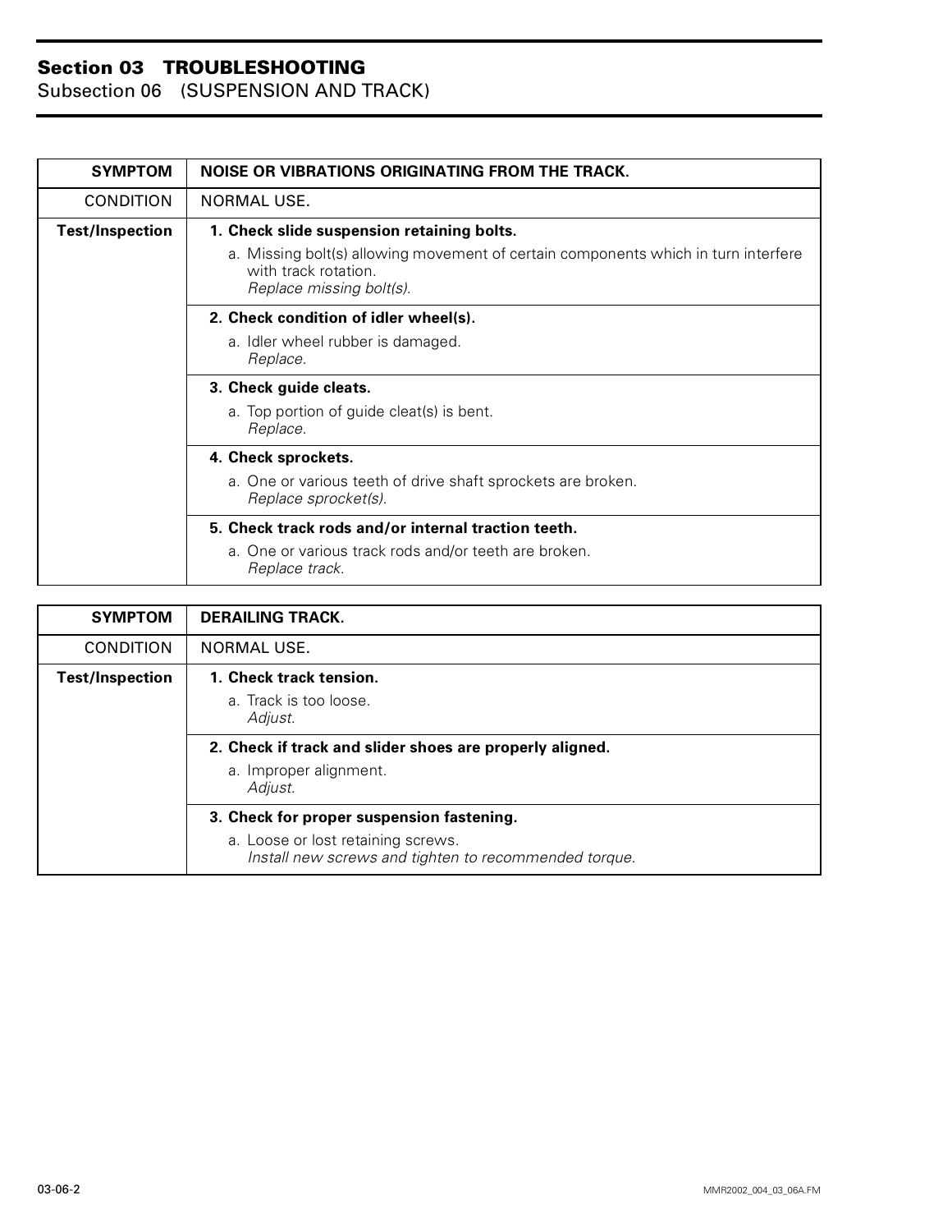## Section 03 TROUBLESHOOTING
### Subsection 06 (SUSPENSION AND TRACK)

| **SYMPTOM** | **NOISE OR VIBRATIONS ORIGINATING FROM THE TRACK.** |
|---|---|
| CONDITION | NORMAL USE. |
| **Test/Inspection** | **1. Check slide suspension retaining bolts.**<br>a. Missing bolt(s) allowing movement of certain components which in turn interfere with track rotation.<br>*Replace missing bolt(s).* |
| | **2. Check condition of idler wheel(s).**<br>a. Idler wheel rubber is damaged.<br>*Replace.* |
| | **3. Check guide cleats.**<br>a. Top portion of guide cleat(s) is bent.<br>*Replace.* |
| | **4. Check sprockets.**<br>a. One or various teeth of drive shaft sprockets are broken.<br>*Replace sprocket(s).* |
| | **5. Check track rods and/or internal traction teeth.**<br>a. One or various track rods and/or teeth are broken.<br>*Replace track.* |

| **SYMPTOM** | **DERAILING TRACK.** |
|---|---|
| CONDITION | NORMAL USE. |
| **Test/Inspection** | **1. Check track tension.**<br>a. Track is too loose.<br>*Adjust.* |
| | **2. Check if track and slider shoes are properly aligned.**<br>a. Improper alignment.<br>*Adjust.* |
| | **3. Check for proper suspension fastening.**<br>a. Loose or lost retaining screws.<br>*Install new screws and tighten to recommended torque.* |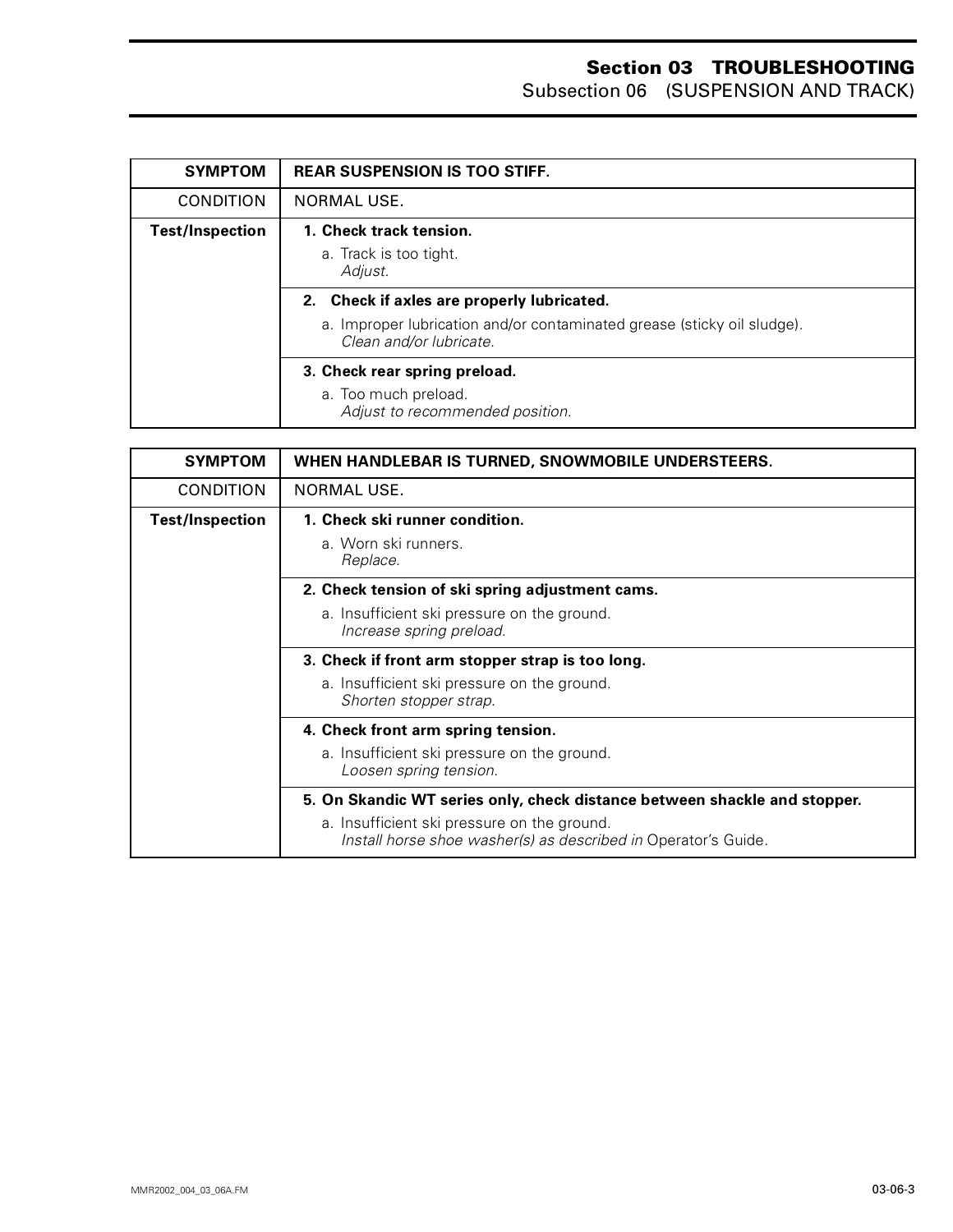| SYMPTOM | REAR SUSPENSION IS TOO STIFF. |
|---|---|
| CONDITION | NORMAL USE. |
| **Test/Inspection** | **1. Check track tension.**<br>a. Track is too tight.<br>*Adjust.* |
| | **2. Check if axles are properly lubricated.**<br>a. Improper lubrication and/or contaminated grease (sticky oil sludge).<br>*Clean and/or lubricate.* |
| | **3. Check rear spring preload.**<br>a. Too much preload.<br>*Adjust to recommended position.* |

| SYMPTOM | WHEN HANDLEBAR IS TURNED, SNOWMOBILE UNDERSTEERS. |
|---|---|
| CONDITION | NORMAL USE. |
| **Test/Inspection** | **1. Check ski runner condition.**<br>a. Worn ski runners.<br>*Replace.* |
| | **2. Check tension of ski spring adjustment cams.**<br>a. Insufficient ski pressure on the ground.<br>*Increase spring preload.* |
| | **3. Check if front arm stopper strap is too long.**<br>a. Insufficient ski pressure on the ground.<br>*Shorten stopper strap.* |
| | **4. Check front arm spring tension.**<br>a. Insufficient ski pressure on the ground.<br>*Loosen spring tension.* |
| | **5. On Skandic WT series only, check distance between shackle and stopper.**<br>a. Insufficient ski pressure on the ground.<br>*Install horse shoe washer(s) as described in* Operator's Guide. |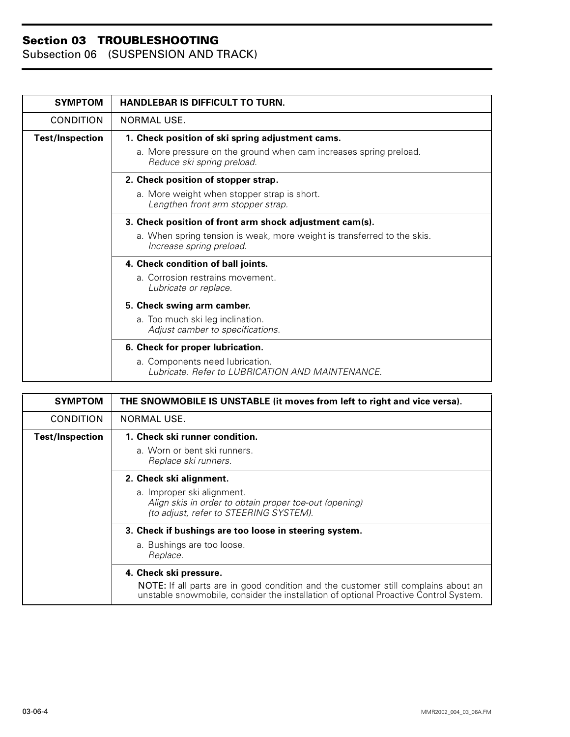# Section 03 TROUBLESHOOTING

## Subsection 06 (SUSPENSION AND TRACK)

| | |
|---|---|
| **SYMPTOM** | **HANDLEBAR IS DIFFICULT TO TURN.** |
| CONDITION | NORMAL USE. |
| **Test/Inspection** | **1. Check position of ski spring adjustment cams.**<br>a. More pressure on the ground when cam increases spring preload.<br>*Reduce ski spring preload.* |
| | **2. Check position of stopper strap.**<br>a. More weight when stopper strap is short.<br>*Lengthen front arm stopper strap.* |
| | **3. Check position of front arm shock adjustment cam(s).**<br>a. When spring tension is weak, more weight is transferred to the skis.<br>*Increase spring preload.* |
| | **4. Check condition of ball joints.**<br>a. Corrosion restrains movement.<br>*Lubricate or replace.* |
| | **5. Check swing arm camber.**<br>a. Too much ski leg inclination.<br>*Adjust camber to specifications.* |
| | **6. Check for proper lubrication.**<br>a. Components need lubrication.<br>*Lubricate. Refer to LUBRICATION AND MAINTENANCE.* |

| | |
|---|---|
| **SYMPTOM** | **THE SNOWMOBILE IS UNSTABLE (it moves from left to right and vice versa).** |
| CONDITION | NORMAL USE. |
| **Test/Inspection** | **1. Check ski runner condition.**<br>a. Worn or bent ski runners.<br>*Replace ski runners.* |
| | **2. Check ski alignment.**<br>a. Improper ski alignment.<br>*Align skis in order to obtain proper toe-out (opening)*<br>*(to adjust, refer to STEERING SYSTEM).* |
| | **3. Check if bushings are too loose in steering system.**<br>a. Bushings are too loose.<br>*Replace.* |
| | **4. Check ski pressure.**<br>NOTE: If all parts are in good condition and the customer still complains about an unstable snowmobile, consider the installation of optional Proactive Control System. |